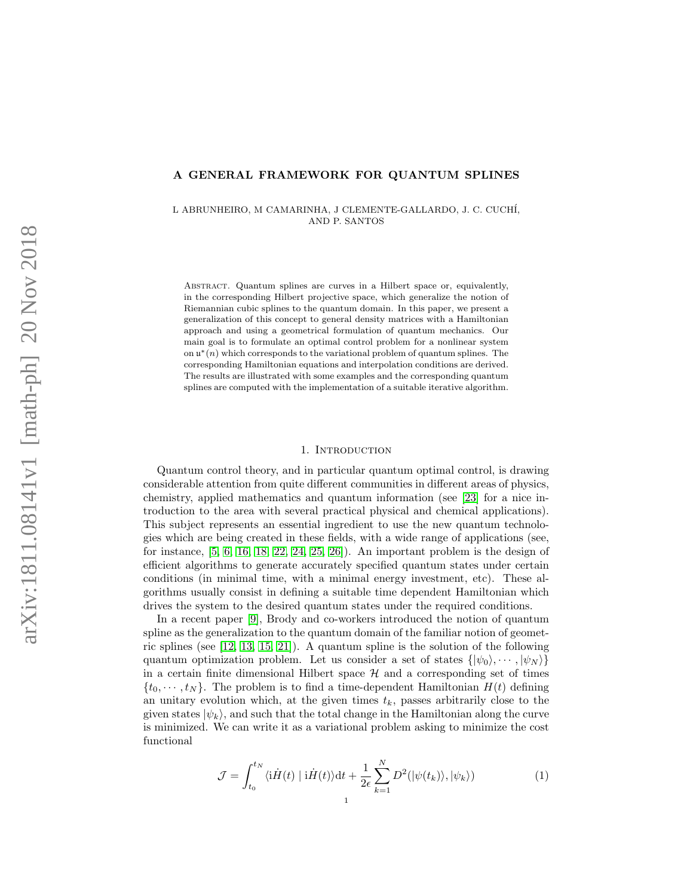# A GENERAL FRAMEWORK FOR QUANTUM SPLINES

L ABRUNHEIRO, M CAMARINHA, J CLEMENTE-GALLARDO, J. C. CUCHÍ, AND P. SANTOS

Abstract. Quantum splines are curves in a Hilbert space or, equivalently, in the corresponding Hilbert projective space, which generalize the notion of Riemannian cubic splines to the quantum domain. In this paper, we present a generalization of this concept to general density matrices with a Hamiltonian approach and using a geometrical formulation of quantum mechanics. Our main goal is to formulate an optimal control problem for a nonlinear system on $\mathfrak{u}^*(n)$ which corresponds to the variational problem of quantum splines. The corresponding Hamiltonian equations and interpolation conditions are derived. The results are illustrated with some examples and the corresponding quantum splines are computed with the implementation of a suitable iterative algorithm.

## 1. Introduction

Quantum control theory, and in particular quantum optimal control, is drawing considerable attention from quite different communities in different areas of physics, chemistry, applied mathematics and quantum information (see [23] for a nice introduction to the area with several practical physical and chemical applications). This subject represents an essential ingredient to use the new quantum technologies which are being created in these fields, with a wide range of applications (see, for instance, [5, 6, 16, 18, 22, 24, 25, 26]). An important problem is the design of efficient algorithms to generate accurately specified quantum states under certain conditions (in minimal time, with a minimal energy investment, etc). These algorithms usually consist in defining a suitable time dependent Hamiltonian which drives the system to the desired quantum states under the required conditions.

In a recent paper [9], Brody and co-workers introduced the notion of quantum spline as the generalization to the quantum domain of the familiar notion of geometric splines (see [12, 13, 15, 21]). A quantum spline is the solution of the following quantum optimization problem. Let us consider a set of states $\{|\psi_0\rangle, \cdots, |\psi_N\rangle\}$ in a certain finite dimensional Hilbert space $\mathcal{H}$ and a corresponding set of times $\{t_0, \cdots, t_N\}$. The problem is to find a time-dependent Hamiltonian $H(t)$ defining an unitary evolution which, at the given times $t_k$, passes arbitrarily close to the given states $|\psi_k\rangle$, and such that the total change in the Hamiltonian along the curve is minimized. We can write it as a variational problem asking to minimize the cost functional

$$\mathcal{J} = \int_{t_0}^{t_N} \langle \mathrm{i}\dot{H}(t) \mid \mathrm{i}\dot{H}(t)\rangle \mathrm{d}t + \frac{1}{2\epsilon}\sum_{k=1}^{N} D^2(|\psi(t_k)\rangle, |\psi_k\rangle) \tag{1}$$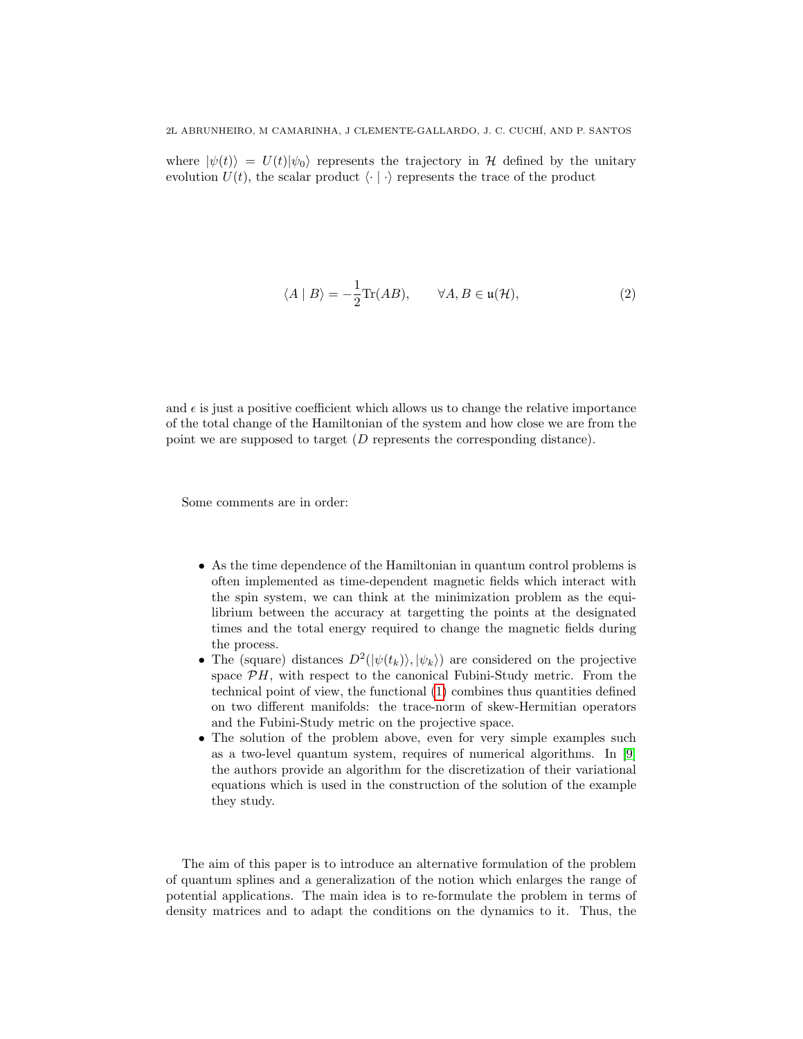where $|\psi(t)\rangle = U(t)|\psi_0\rangle$ represents the trajectory in $\mathcal{H}$ defined by the unitary evolution $U(t)$, the scalar product $\langle \cdot \mid \cdot \rangle$ represents the trace of the product

$$\langle A \mid B \rangle = -\frac{1}{2}\mathrm{Tr}(AB), \qquad \forall A, B \in \mathfrak{u}(\mathcal{H}), \tag{2}$$

and $\epsilon$ is just a positive coefficient which allows us to change the relative importance of the total change of the Hamiltonian of the system and how close we are from the point we are supposed to target ($D$ represents the corresponding distance).

Some comments are in order:

- As the time dependence of the Hamiltonian in quantum control problems is often implemented as time-dependent magnetic fields which interact with the spin system, we can think at the minimization problem as the equilibrium between the accuracy at targetting the points at the designated times and the total energy required to change the magnetic fields during the process.
- The (square) distances $D^2(|\psi(t_k)\rangle, |\psi_k\rangle)$ are considered on the projective space $\mathcal{P}H$, with respect to the canonical Fubini-Study metric. From the technical point of view, the functional (1) combines thus quantities defined on two different manifolds: the trace-norm of skew-Hermitian operators and the Fubini-Study metric on the projective space.
- The solution of the problem above, even for very simple examples such as a two-level quantum system, requires of numerical algorithms. In [9] the authors provide an algorithm for the discretization of their variational equations which is used in the construction of the solution of the example they study.

The aim of this paper is to introduce an alternative formulation of the problem of quantum splines and a generalization of the notion which enlarges the range of potential applications. The main idea is to re-formulate the problem in terms of density matrices and to adapt the conditions on the dynamics to it. Thus, the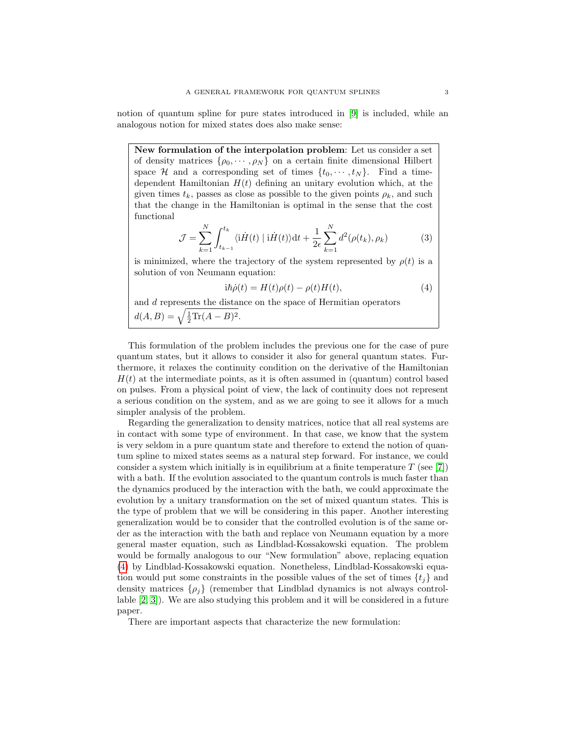notion of quantum spline for pure states introduced in [9] is included, while an analogous notion for mixed states does also make sense:

> **New formulation of the interpolation problem**: Let us consider a set of density matrices $\{\rho_0, \cdots, \rho_N\}$ on a certain finite dimensional Hilbert space $\mathcal{H}$ and a corresponding set of times $\{t_0, \cdots, t_N\}$. Find a time-dependent Hamiltonian $H(t)$ defining an unitary evolution which, at the given times $t_k$, passes as close as possible to the given points $\rho_k$, and such that the change in the Hamiltonian is optimal in the sense that the cost functional
>
> $$\mathcal{J} = \sum_{k=1}^{N} \int_{t_{k-1}}^{t_k} \langle \mathrm{i}\dot{H}(t) \mid \mathrm{i}\dot{H}(t) \rangle \mathrm{d}t + \frac{1}{2\epsilon} \sum_{k=1}^{N} d^2(\rho(t_k), \rho_k) \tag{3}$$
>
> is minimized, where the trajectory of the system represented by $\rho(t)$ is a solution of von Neumann equation:
>
> $$\mathrm{i}\hbar\dot{\rho}(t) = H(t)\rho(t) - \rho(t)H(t), \tag{4}$$
>
> and $d$ represents the distance on the space of Hermitian operators $d(A, B) = \sqrt{\frac{1}{2}\mathrm{Tr}(A - B)^2}$.

This formulation of the problem includes the previous one for the case of pure quantum states, but it allows to consider it also for general quantum states. Furthermore, it relaxes the continuity condition on the derivative of the Hamiltonian $H(t)$ at the intermediate points, as it is often assumed in (quantum) control based on pulses. From a physical point of view, the lack of continuity does not represent a serious condition on the system, and as we are going to see it allows for a much simpler analysis of the problem.

Regarding the generalization to density matrices, notice that all real systems are in contact with some type of environment. In that case, we know that the system is very seldom in a pure quantum state and therefore to extend the notion of quantum spline to mixed states seems as a natural step forward. For instance, we could consider a system which initially is in equilibrium at a finite temperature $T$ (see [7]) with a bath. If the evolution associated to the quantum controls is much faster than the dynamics produced by the interaction with the bath, we could approximate the evolution by a unitary transformation on the set of mixed quantum states. This is the type of problem that we will be considering in this paper. Another interesting generalization would be to consider that the controlled evolution is of the same order as the interaction with the bath and replace von Neumann equation by a more general master equation, such as Lindblad-Kossakowski equation. The problem would be formally analogous to our "New formulation" above, replacing equation (4) by Lindblad-Kossakowski equation. Nonetheless, Lindblad-Kossakowski equation would put some constraints in the possible values of the set of times $\{t_j\}$ and density matrices $\{\rho_j\}$ (remember that Lindblad dynamics is not always controllable [2, 3]). We are also studying this problem and it will be considered in a future paper.

There are important aspects that characterize the new formulation: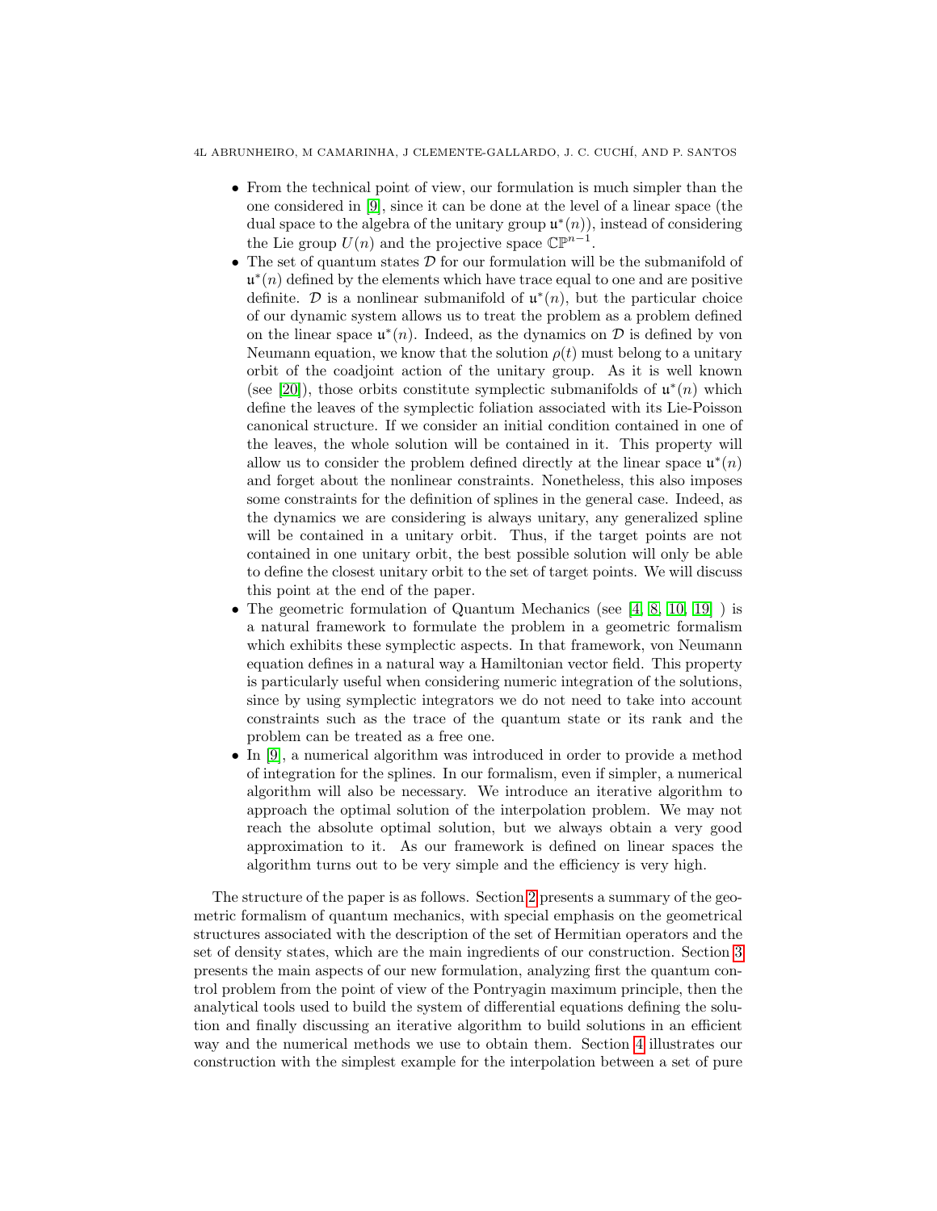- From the technical point of view, our formulation is much simpler than the one considered in [9], since it can be done at the level of a linear space (the dual space to the algebra of the unitary group $\mathfrak{u}^*(n)$), instead of considering the Lie group $U(n)$ and the projective space $\mathbb{CP}^{n-1}$.
- The set of quantum states $\mathcal{D}$ for our formulation will be the submanifold of $\mathfrak{u}^*(n)$ defined by the elements which have trace equal to one and are positive definite. $\mathcal{D}$ is a nonlinear submanifold of $\mathfrak{u}^*(n)$, but the particular choice of our dynamic system allows us to treat the problem as a problem defined on the linear space $\mathfrak{u}^*(n)$. Indeed, as the dynamics on $\mathcal{D}$ is defined by von Neumann equation, we know that the solution $\rho(t)$ must belong to a unitary orbit of the coadjoint action of the unitary group. As it is well known (see [20]), those orbits constitute symplectic submanifolds of $\mathfrak{u}^*(n)$ which define the leaves of the symplectic foliation associated with its Lie-Poisson canonical structure. If we consider an initial condition contained in one of the leaves, the whole solution will be contained in it. This property will allow us to consider the problem defined directly at the linear space $\mathfrak{u}^*(n)$ and forget about the nonlinear constraints. Nonetheless, this also imposes some constraints for the definition of splines in the general case. Indeed, as the dynamics we are considering is always unitary, any generalized spline will be contained in a unitary orbit. Thus, if the target points are not contained in one unitary orbit, the best possible solution will only be able to define the closest unitary orbit to the set of target points. We will discuss this point at the end of the paper.
- The geometric formulation of Quantum Mechanics (see [4, 8, 10, 19] ) is a natural framework to formulate the problem in a geometric formalism which exhibits these symplectic aspects. In that framework, von Neumann equation defines in a natural way a Hamiltonian vector field. This property is particularly useful when considering numeric integration of the solutions, since by using symplectic integrators we do not need to take into account constraints such as the trace of the quantum state or its rank and the problem can be treated as a free one.
- In [9], a numerical algorithm was introduced in order to provide a method of integration for the splines. In our formalism, even if simpler, a numerical algorithm will also be necessary. We introduce an iterative algorithm to approach the optimal solution of the interpolation problem. We may not reach the absolute optimal solution, but we always obtain a very good approximation to it. As our framework is defined on linear spaces the algorithm turns out to be very simple and the efficiency is very high.

The structure of the paper is as follows. Section 2 presents a summary of the geometric formalism of quantum mechanics, with special emphasis on the geometrical structures associated with the description of the set of Hermitian operators and the set of density states, which are the main ingredients of our construction. Section 3 presents the main aspects of our new formulation, analyzing first the quantum control problem from the point of view of the Pontryagin maximum principle, then the analytical tools used to build the system of differential equations defining the solution and finally discussing an iterative algorithm to build solutions in an efficient way and the numerical methods we use to obtain them. Section 4 illustrates our construction with the simplest example for the interpolation between a set of pure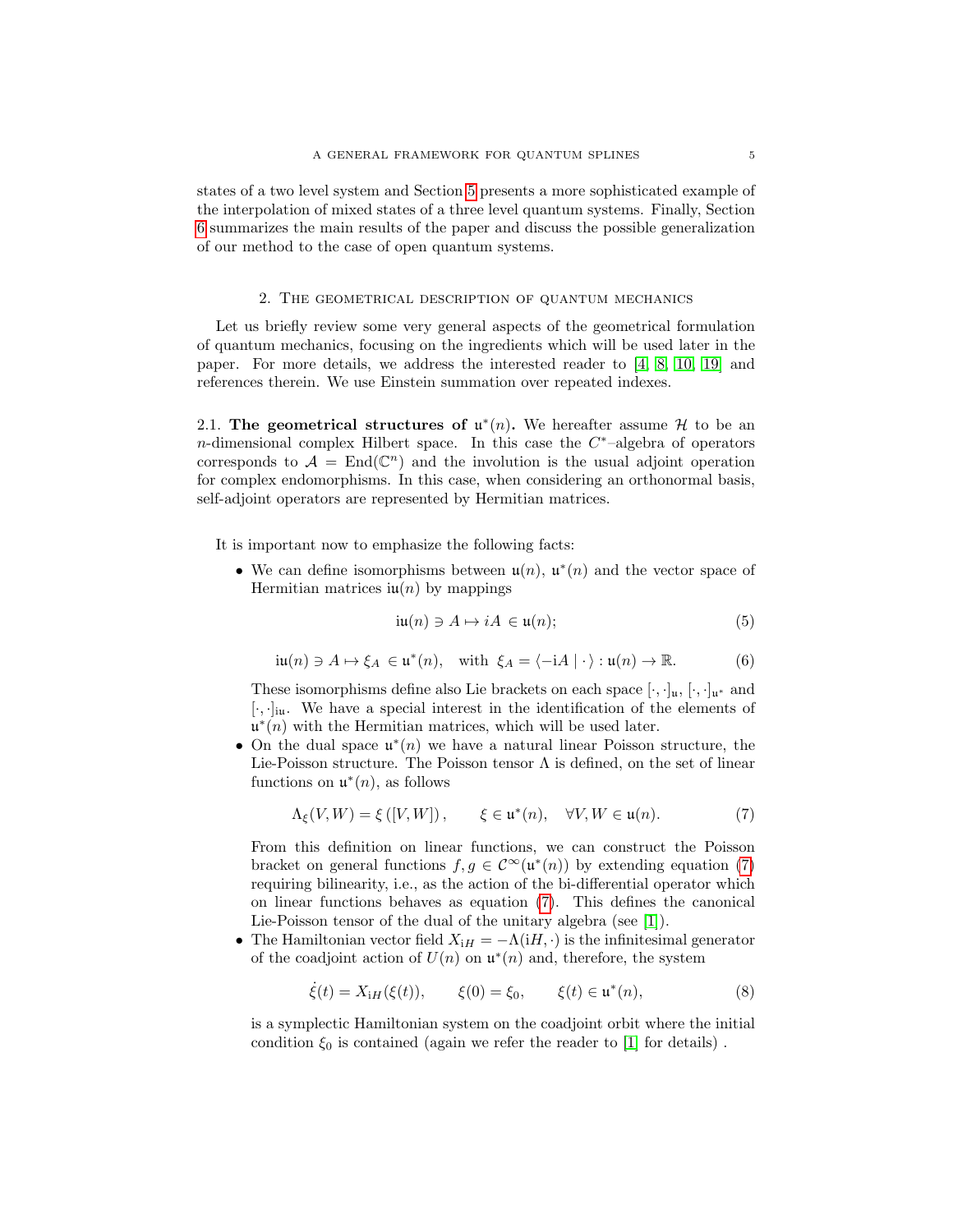states of a two level system and Section 5 presents a more sophisticated example of the interpolation of mixed states of a three level quantum systems. Finally, Section 6 summarizes the main results of the paper and discuss the possible generalization of our method to the case of open quantum systems.

## 2. The geometrical description of quantum mechanics

Let us briefly review some very general aspects of the geometrical formulation of quantum mechanics, focusing on the ingredients which will be used later in the paper. For more details, we address the interested reader to [4, 8, 10, 19] and references therein. We use Einstein summation over repeated indexes.

### 2.1. The geometrical structures of $\mathfrak{u}^*(n)$.

We hereafter assume $\mathcal{H}$ to be an $n$-dimensional complex Hilbert space. In this case the $C^*$–algebra of operators corresponds to $\mathcal{A} = \mathrm{End}(\mathbb{C}^n)$ and the involution is the usual adjoint operation for complex endomorphisms. In this case, when considering an orthonormal basis, self-adjoint operators are represented by Hermitian matrices.

It is important now to emphasize the following facts:

- We can define isomorphisms between $\mathfrak{u}(n)$, $\mathfrak{u}^*(n)$ and the vector space of Hermitian matrices $\mathrm{i}\mathfrak{u}(n)$ by mappings
$$\mathrm{i}\mathfrak{u}(n) \ni A \mapsto iA \in \mathfrak{u}(n); \tag{5}$$
$$\mathrm{i}\mathfrak{u}(n) \ni A \mapsto \xi_A \in \mathfrak{u}^*(n), \quad \text{with } \xi_A = \langle -\mathrm{i}A \mid \cdot \rangle : \mathfrak{u}(n) \to \mathbb{R}. \tag{6}$$
These isomorphisms define also Lie brackets on each space $[\cdot,\cdot]_{\mathfrak{u}}$, $[\cdot,\cdot]_{\mathfrak{u}^*}$ and $[\cdot,\cdot]_{\mathrm{i}\mathfrak{u}}$. We have a special interest in the identification of the elements of $\mathfrak{u}^*(n)$ with the Hermitian matrices, which will be used later.
- On the dual space $\mathfrak{u}^*(n)$ we have a natural linear Poisson structure, the Lie-Poisson structure. The Poisson tensor $\Lambda$ is defined, on the set of linear functions on $\mathfrak{u}^*(n)$, as follows
$$\Lambda_\xi(V,W) = \xi\left([V,W]\right), \qquad \xi \in \mathfrak{u}^*(n), \quad \forall V,W \in \mathfrak{u}(n). \tag{7}$$
From this definition on linear functions, we can construct the Poisson bracket on general functions $f, g \in \mathcal{C}^\infty(\mathfrak{u}^*(n))$ by extending equation (7) requiring bilinearity, i.e., as the action of the bi-differential operator which on linear functions behaves as equation (7). This defines the canonical Lie-Poisson tensor of the dual of the unitary algebra (see [1]).
- The Hamiltonian vector field $X_{\mathrm{i}H} = -\Lambda(\mathrm{i}H,\cdot)$ is the infinitesimal generator of the coadjoint action of $U(n)$ on $\mathfrak{u}^*(n)$ and, therefore, the system
$$\dot{\xi}(t) = X_{\mathrm{i}H}(\xi(t)), \qquad \xi(0) = \xi_0, \qquad \xi(t) \in \mathfrak{u}^*(n), \tag{8}$$
is a symplectic Hamiltonian system on the coadjoint orbit where the initial condition $\xi_0$ is contained (again we refer the reader to [1] for details) .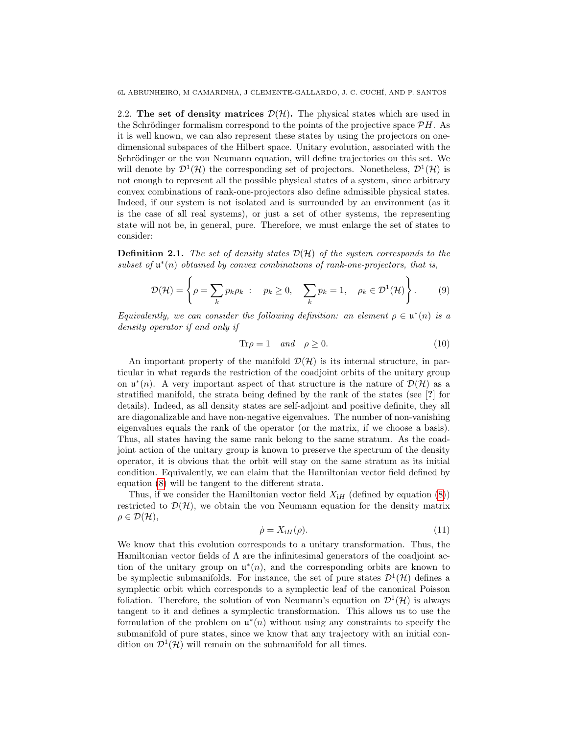2.2. **The set of density matrices $\mathcal{D}(\mathcal{H})$.** The physical states which are used in the Schrödinger formalism correspond to the points of the projective space $\mathcal{P}H$. As it is well known, we can also represent these states by using the projectors on one-dimensional subspaces of the Hilbert space. Unitary evolution, associated with the Schrödinger or the von Neumann equation, will define trajectories on this set. We will denote by $\mathcal{D}^1(\mathcal{H})$ the corresponding set of projectors. Nonetheless, $\mathcal{D}^1(\mathcal{H})$ is not enough to represent all the possible physical states of a system, since arbitrary convex combinations of rank-one-projectors also define admissible physical states. Indeed, if our system is not isolated and is surrounded by an environment (as it is the case of all real systems), or just a set of other systems, the representing state will not be, in general, pure. Therefore, we must enlarge the set of states to consider:

**Definition 2.1.** *The set of density states $\mathcal{D}(\mathcal{H})$ of the system corresponds to the subset of $\mathfrak{u}^*(n)$ obtained by convex combinations of rank-one-projectors, that is,*

$$\mathcal{D}(\mathcal{H}) = \left\{ \rho = \sum_k p_k \rho_k \ : \quad p_k \geq 0, \quad \sum_k p_k = 1, \quad \rho_k \in \mathcal{D}^1(\mathcal{H}) \right\}. \tag{9}$$

*Equivalently, we can consider the following definition: an element $\rho \in \mathfrak{u}^*(n)$ is a density operator if and only if*

$$\mathrm{Tr}\rho = 1 \quad \textit{and} \quad \rho \geq 0. \tag{10}$$

An important property of the manifold $\mathcal{D}(\mathcal{H})$ is its internal structure, in particular in what regards the restriction of the coadjoint orbits of the unitary group on $\mathfrak{u}^*(n)$. A very important aspect of that structure is the nature of $\mathcal{D}(\mathcal{H})$ as a stratified manifold, the strata being defined by the rank of the states (see [?] for details). Indeed, as all density states are self-adjoint and positive definite, they all are diagonalizable and have non-negative eigenvalues. The number of non-vanishing eigenvalues equals the rank of the operator (or the matrix, if we choose a basis). Thus, all states having the same rank belong to the same stratum. As the coadjoint action of the unitary group is known to preserve the spectrum of the density operator, it is obvious that the orbit will stay on the same stratum as its initial condition. Equivalently, we can claim that the Hamiltonian vector field defined by equation (8) will be tangent to the different strata.

Thus, if we consider the Hamiltonian vector field $X_{\mathrm{i}H}$ (defined by equation (8)) restricted to $\mathcal{D}(\mathcal{H})$, we obtain the von Neumann equation for the density matrix $\rho \in \mathcal{D}(\mathcal{H})$,

$$\dot{\rho} = X_{\mathrm{i}H}(\rho). \tag{11}$$

We know that this evolution corresponds to a unitary transformation. Thus, the Hamiltonian vector fields of $\Lambda$ are the infinitesimal generators of the coadjoint action of the unitary group on $\mathfrak{u}^*(n)$, and the corresponding orbits are known to be symplectic submanifolds. For instance, the set of pure states $\mathcal{D}^1(\mathcal{H})$ defines a symplectic orbit which corresponds to a symplectic leaf of the canonical Poisson foliation. Therefore, the solution of von Neumann's equation on $\mathcal{D}^1(\mathcal{H})$ is always tangent to it and defines a symplectic transformation. This allows us to use the formulation of the problem on $\mathfrak{u}^*(n)$ without using any constraints to specify the submanifold of pure states, since we know that any trajectory with an initial condition on $\mathcal{D}^1(\mathcal{H})$ will remain on the submanifold for all times.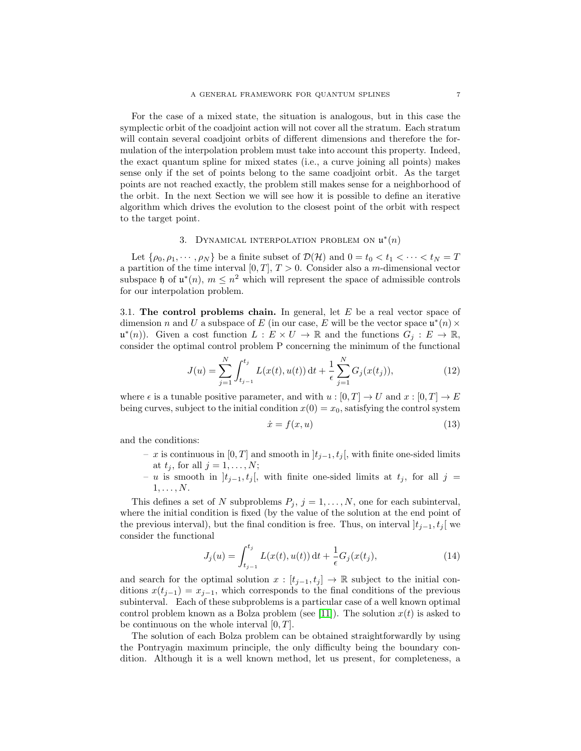For the case of a mixed state, the situation is analogous, but in this case the symplectic orbit of the coadjoint action will not cover all the stratum. Each stratum will contain several coadjoint orbits of different dimensions and therefore the formulation of the interpolation problem must take into account this property. Indeed, the exact quantum spline for mixed states (i.e., a curve joining all points) makes sense only if the set of points belong to the same coadjoint orbit. As the target points are not reached exactly, the problem still makes sense for a neighborhood of the orbit. In the next Section we will see how it is possible to define an iterative algorithm which drives the evolution to the closest point of the orbit with respect to the target point.

## 3. Dynamical interpolation problem on $\mathfrak{u}^*(n)$

Let $\{\rho_0, \rho_1, \cdots, \rho_N\}$ be a finite subset of $\mathcal{D}(\mathcal{H})$ and $0 = t_0 < t_1 < \cdots < t_N = T$ a partition of the time interval $[0, T]$, $T > 0$. Consider also a $m$-dimensional vector subspace $\mathfrak{h}$ of $\mathfrak{u}^*(n)$, $m \leq n^2$ which will represent the space of admissible controls for our interpolation problem.

### 3.1. The control problems chain.

In general, let $E$ be a real vector space of dimension $n$ and $U$ a subspace of $E$ (in our case, $E$ will be the vector space $\mathfrak{u}^*(n) \times \mathfrak{u}^*(n)$). Given a cost function $L : E \times U \to \mathbb{R}$ and the functions $G_j : E \to \mathbb{R}$, consider the optimal control problem P concerning the minimum of the functional

$$J(u) = \sum_{j=1}^{N} \int_{t_{j-1}}^{t_j} L(x(t), u(t))\, \mathrm{d}t + \frac{1}{\epsilon} \sum_{j=1}^{N} G_j(x(t_j)), \tag{12}$$

where $\epsilon$ is a tunable positive parameter, and with $u : [0, T] \to U$ and $x : [0, T] \to E$ being curves, subject to the initial condition $x(0) = x_0$, satisfying the control system

$$\dot{x} = f(x, u) \tag{13}$$

and the conditions:

- $x$ is continuous in $[0, T]$ and smooth in $]t_{j-1}, t_j[$, with finite one-sided limits at $t_j$, for all $j = 1, \ldots, N$;
- $u$ is smooth in $]t_{j-1}, t_j[$, with finite one-sided limits at $t_j$, for all $j = 1, \ldots, N$.

This defines a set of $N$ subproblems $P_j$, $j = 1, \ldots, N$, one for each subinterval, where the initial condition is fixed (by the value of the solution at the end point of the previous interval), but the final condition is free. Thus, on interval $]t_{j-1}, t_j[$ we consider the functional

$$J_j(u) = \int_{t_{j-1}}^{t_j} L(x(t), u(t))\, \mathrm{d}t + \frac{1}{\epsilon} G_j(x(t_j)), \tag{14}$$

and search for the optimal solution $x : [t_{j-1}, t_j] \to \mathbb{R}$ subject to the initial conditions $x(t_{j-1}) = x_{j-1}$, which corresponds to the final conditions of the previous subinterval. Each of these subproblems is a particular case of a well known optimal control problem known as a Bolza problem (see [11]). The solution $x(t)$ is asked to be continuous on the whole interval $[0, T]$.

The solution of each Bolza problem can be obtained straightforwardly by using the Pontryagin maximum principle, the only difficulty being the boundary condition. Although it is a well known method, let us present, for completeness, a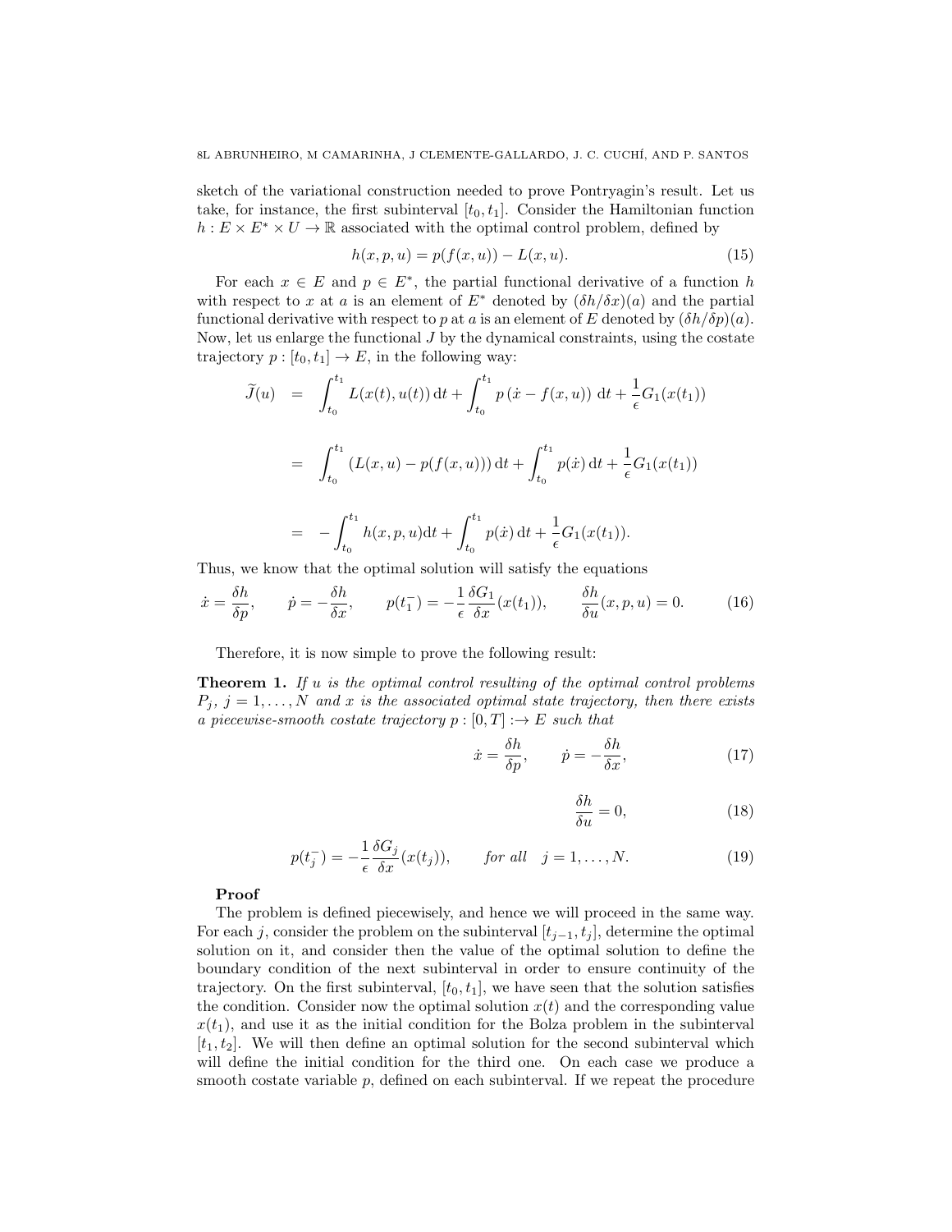sketch of the variational construction needed to prove Pontryagin's result. Let us take, for instance, the first subinterval $[t_0, t_1]$. Consider the Hamiltonian function $h : E \times E^* \times U \to \mathbb{R}$ associated with the optimal control problem, defined by

$$h(x, p, u) = p(f(x, u)) - L(x, u). \tag{15}$$

For each $x \in E$ and $p \in E^*$, the partial functional derivative of a function $h$ with respect to $x$ at $a$ is an element of $E^*$ denoted by $(\delta h/\delta x)(a)$ and the partial functional derivative with respect to $p$ at $a$ is an element of $E$ denoted by $(\delta h/\delta p)(a)$. Now, let us enlarge the functional $J$ by the dynamical constraints, using the costate trajectory $p : [t_0, t_1] \to E$, in the following way:

$$\begin{aligned}
\widetilde{J}(u) &= \int_{t_0}^{t_1} L(x(t), u(t))\, \mathrm{d}t + \int_{t_0}^{t_1} p\,(\dot{x} - f(x, u))\ \mathrm{d}t + \frac{1}{\epsilon} G_1(x(t_1)) \\
&= \int_{t_0}^{t_1} (L(x, u) - p(f(x, u)))\, \mathrm{d}t + \int_{t_0}^{t_1} p(\dot{x})\, \mathrm{d}t + \frac{1}{\epsilon} G_1(x(t_1)) \\
&= -\int_{t_0}^{t_1} h(x, p, u) \mathrm{d}t + \int_{t_0}^{t_1} p(\dot{x})\, \mathrm{d}t + \frac{1}{\epsilon} G_1(x(t_1)).
\end{aligned}$$

Thus, we know that the optimal solution will satisfy the equations

$$\dot{x} = \frac{\delta h}{\delta p}, \qquad \dot{p} = -\frac{\delta h}{\delta x}, \qquad p(t_1^-) = -\frac{1}{\epsilon}\frac{\delta G_1}{\delta x}(x(t_1)), \qquad \frac{\delta h}{\delta u}(x, p, u) = 0. \tag{16}$$

Therefore, it is now simple to prove the following result:

**Theorem 1.** *If $u$ is the optimal control resulting of the optimal control problems $P_j$, $j = 1, \ldots, N$ and $x$ is the associated optimal state trajectory, then there exists a piecewise-smooth costate trajectory $p : [0, T] :\to E$ such that*

$$\dot{x} = \frac{\delta h}{\delta p}, \qquad \dot{p} = -\frac{\delta h}{\delta x}, \tag{17}$$

$$\frac{\delta h}{\delta u} = 0, \tag{18}$$

$$p(t_j^-) = -\frac{1}{\epsilon}\frac{\delta G_j}{\delta x}(x(t_j)), \qquad \textit{for all} \quad j = 1, \ldots, N. \tag{19}$$

**Proof**

The problem is defined piecewisely, and hence we will proceed in the same way. For each $j$, consider the problem on the subinterval $[t_{j-1}, t_j]$, determine the optimal solution on it, and consider then the value of the optimal solution to define the boundary condition of the next subinterval in order to ensure continuity of the trajectory. On the first subinterval, $[t_0, t_1]$, we have seen that the solution satisfies the condition. Consider now the optimal solution $x(t)$ and the corresponding value $x(t_1)$, and use it as the initial condition for the Bolza problem in the subinterval $[t_1, t_2]$. We will then define an optimal solution for the second subinterval which will define the initial condition for the third one. On each case we produce a smooth costate variable $p$, defined on each subinterval. If we repeat the procedure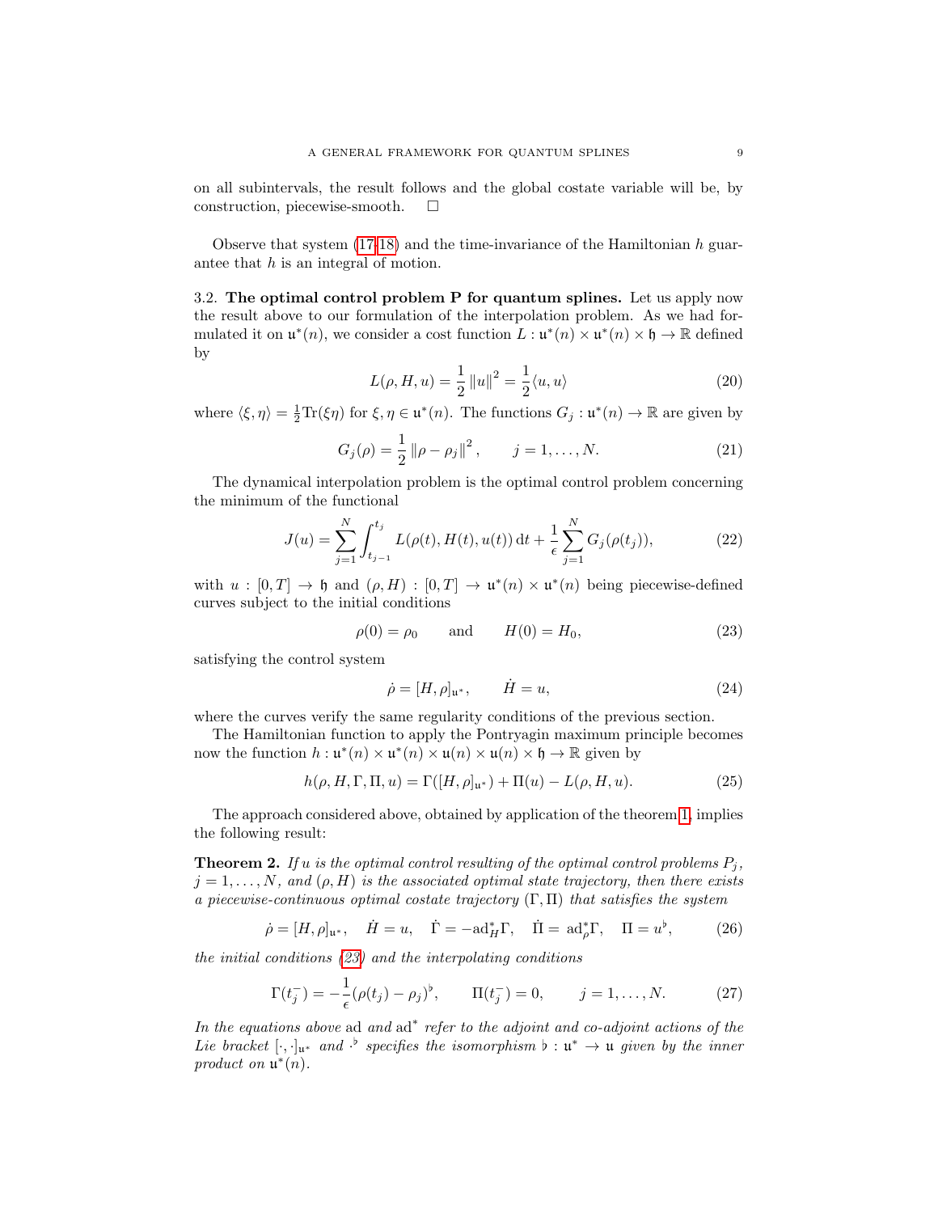on all subintervals, the result follows and the global costate variable will be, by construction, piecewise-smooth. □

Observe that system (17-18) and the time-invariance of the Hamiltonian $h$ guarantee that $h$ is an integral of motion.

### 3.2. The optimal control problem P for quantum splines.

Let us apply now the result above to our formulation of the interpolation problem. As we had formulated it on $\mathfrak{u}^*(n)$, we consider a cost function $L : \mathfrak{u}^*(n) \times \mathfrak{u}^*(n) \times \mathfrak{h} \to \mathbb{R}$ defined by

$$L(\rho, H, u) = \frac{1}{2} \|u\|^2 = \frac{1}{2} \langle u, u \rangle \tag{20}$$

where $\langle \xi, \eta \rangle = \frac{1}{2} \mathrm{Tr}(\xi \eta)$ for $\xi, \eta \in \mathfrak{u}^*(n)$. The functions $G_j : \mathfrak{u}^*(n) \to \mathbb{R}$ are given by

$$G_j(\rho) = \frac{1}{2} \|\rho - \rho_j\|^2, \qquad j = 1, \ldots, N. \tag{21}$$

The dynamical interpolation problem is the optimal control problem concerning the minimum of the functional

$$J(u) = \sum_{j=1}^{N} \int_{t_{j-1}}^{t_j} L(\rho(t), H(t), u(t))\, \mathrm{d}t + \frac{1}{\epsilon} \sum_{j=1}^{N} G_j(\rho(t_j)), \tag{22}$$

with $u : [0, T] \to \mathfrak{h}$ and $(\rho, H) : [0, T] \to \mathfrak{u}^*(n) \times \mathfrak{u}^*(n)$ being piecewise-defined curves subject to the initial conditions

$$\rho(0) = \rho_0 \qquad \text{and} \qquad H(0) = H_0, \tag{23}$$

satisfying the control system

$$\dot{\rho} = [H, \rho]_{\mathfrak{u}^*}, \qquad \dot{H} = u, \tag{24}$$

where the curves verify the same regularity conditions of the previous section.

The Hamiltonian function to apply the Pontryagin maximum principle becomes now the function $h : \mathfrak{u}^*(n) \times \mathfrak{u}^*(n) \times \mathfrak{u}(n) \times \mathfrak{u}(n) \times \mathfrak{h} \to \mathbb{R}$ given by

$$h(\rho, H, \Gamma, \Pi, u) = \Gamma([H, \rho]_{\mathfrak{u}^*}) + \Pi(u) - L(\rho, H, u). \tag{25}$$

The approach considered above, obtained by application of the theorem 1, implies the following result:

**Theorem 2.** *If $u$ is the optimal control resulting of the optimal control problems $P_j$, $j = 1, \ldots, N$, and $(\rho, H)$ is the associated optimal state trajectory, then there exists a piecewise-continuous optimal costate trajectory $(\Gamma, \Pi)$ that satisfies the system*

$$\dot{\rho} = [H, \rho]_{\mathfrak{u}^*}, \quad \dot{H} = u, \quad \dot{\Gamma} = -\mathrm{ad}^*_H \Gamma, \quad \dot{\Pi} = \mathrm{ad}^*_\rho \Gamma, \quad \Pi = u^\flat, \tag{26}$$

*the initial conditions (23) and the interpolating conditions*

$$\Gamma(t_j^-) = -\frac{1}{\epsilon} (\rho(t_j) - \rho_j)^\flat, \qquad \Pi(t_j^-) = 0, \qquad j = 1, \ldots, N. \tag{27}$$

*In the equations above* ad *and* $\mathrm{ad}^*$ *refer to the adjoint and co-adjoint actions of the Lie bracket* $[\cdot, \cdot]_{\mathfrak{u}^*}$ *and* $\cdot^\flat$ *specifies the isomorphism* $\flat : \mathfrak{u}^* \to \mathfrak{u}$ *given by the inner product on* $\mathfrak{u}^*(n)$.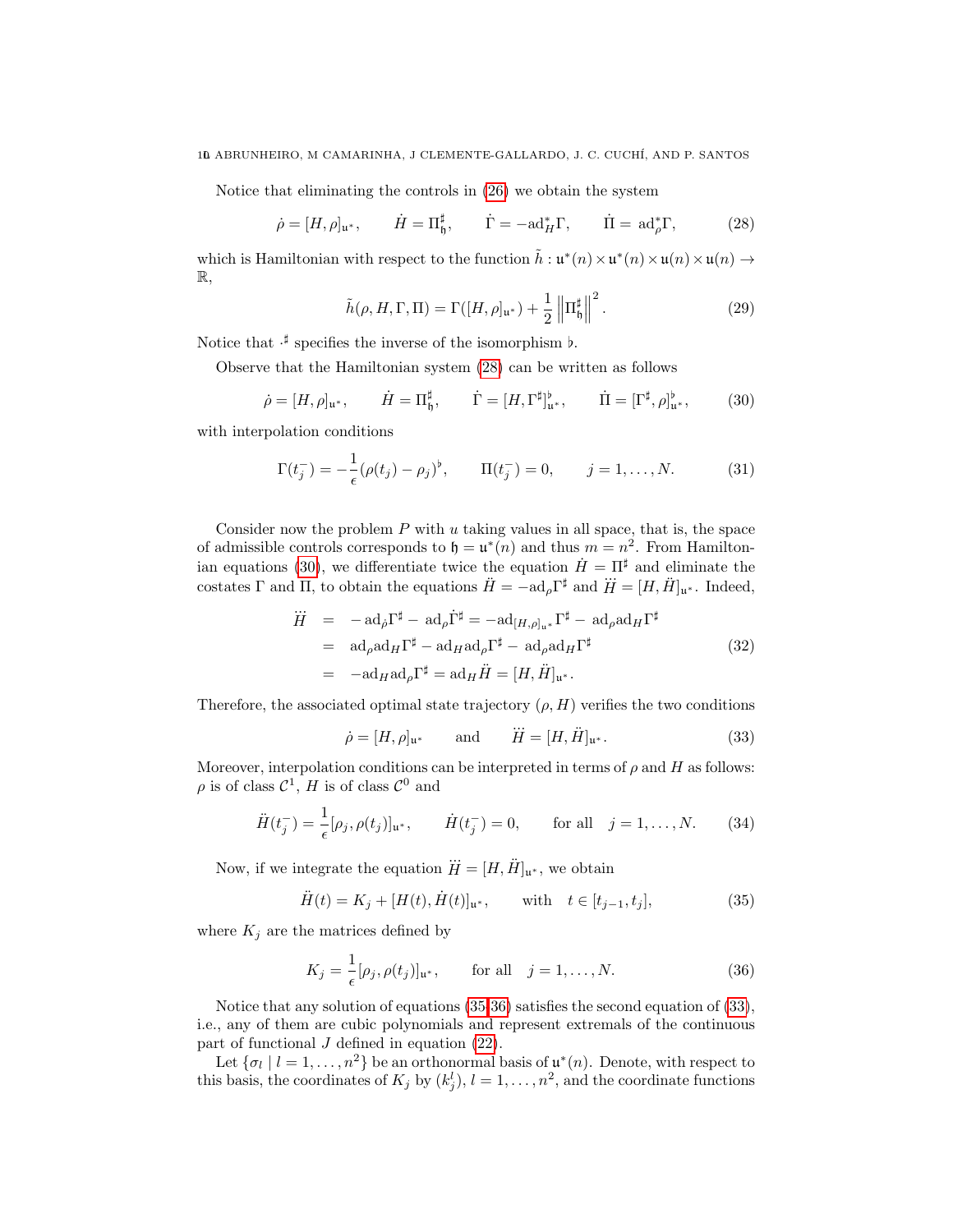Notice that eliminating the controls in (26) we obtain the system

$$\dot{\rho} = [H, \rho]_{\mathfrak{u}^*}, \qquad \dot{H} = \Pi^\sharp_{\mathfrak{h}}, \qquad \dot{\Gamma} = -\mathrm{ad}^*_H \Gamma, \qquad \dot{\Pi} = \mathrm{ad}^*_\rho \Gamma, \tag{28}$$

which is Hamiltonian with respect to the function $\tilde{h} : \mathfrak{u}^*(n) \times \mathfrak{u}^*(n) \times \mathfrak{u}(n) \times \mathfrak{u}(n) \to \mathbb{R}$,

$$\tilde{h}(\rho, H, \Gamma, \Pi) = \Gamma([H, \rho]_{\mathfrak{u}^*}) + \frac{1}{2} \left\| \Pi^\sharp_{\mathfrak{h}} \right\|^2. \tag{29}$$

Notice that $\cdot^\sharp$ specifies the inverse of the isomorphism $\flat$.

Observe that the Hamiltonian system (28) can be written as follows

$$\dot{\rho} = [H, \rho]_{\mathfrak{u}^*}, \qquad \dot{H} = \Pi^\sharp_{\mathfrak{h}}, \qquad \dot{\Gamma} = [H, \Gamma^\sharp]^\flat_{\mathfrak{u}^*}, \qquad \dot{\Pi} = [\Gamma^\sharp, \rho]^\flat_{\mathfrak{u}^*}, \tag{30}$$

with interpolation conditions

$$\Gamma(t_j^-) = -\frac{1}{\epsilon}(\rho(t_j) - \rho_j)^\flat, \qquad \Pi(t_j^-) = 0, \qquad j = 1, \ldots, N. \tag{31}$$

Consider now the problem $P$ with $u$ taking values in all space, that is, the space of admissible controls corresponds to $\mathfrak{h} = \mathfrak{u}^*(n)$ and thus $m = n^2$. From Hamiltonian equations (30), we differentiate twice the equation $\dot{H} = \Pi^\sharp$ and eliminate the costates $\Gamma$ and $\Pi$, to obtain the equations $\ddot{H} = -\mathrm{ad}_\rho \Gamma^\sharp$ and $\dddot{H} = [H, \ddot{H}]_{\mathfrak{u}^*}$. Indeed,

$$\begin{aligned}
\dddot{H} &= -\mathrm{ad}_{\dot{\rho}} \Gamma^\sharp - \mathrm{ad}_\rho \dot{\Gamma}^\sharp = -\mathrm{ad}_{[H,\rho]_{\mathfrak{u}^*}} \Gamma^\sharp - \mathrm{ad}_\rho \mathrm{ad}_H \Gamma^\sharp \\
&= \mathrm{ad}_\rho \mathrm{ad}_H \Gamma^\sharp - \mathrm{ad}_H \mathrm{ad}_\rho \Gamma^\sharp - \mathrm{ad}_\rho \mathrm{ad}_H \Gamma^\sharp \\
&= -\mathrm{ad}_H \mathrm{ad}_\rho \Gamma^\sharp = \mathrm{ad}_H \ddot{H} = [H, \ddot{H}]_{\mathfrak{u}^*}.
\end{aligned} \tag{32}$$

Therefore, the associated optimal state trajectory $(\rho, H)$ verifies the two conditions

$$\dot{\rho} = [H, \rho]_{\mathfrak{u}^*} \qquad \text{and} \qquad \dddot{H} = [H, \ddot{H}]_{\mathfrak{u}^*}. \tag{33}$$

Moreover, interpolation conditions can be interpreted in terms of $\rho$ and $H$ as follows: $\rho$ is of class $\mathcal{C}^1$, $H$ is of class $\mathcal{C}^0$ and

$$\ddot{H}(t_j^-) = \frac{1}{\epsilon}[\rho_j, \rho(t_j)]_{\mathfrak{u}^*}, \qquad \dot{H}(t_j^-) = 0, \qquad \text{for all} \quad j = 1, \ldots, N. \tag{34}$$

Now, if we integrate the equation $\dddot{H} = [H, \ddot{H}]_{\mathfrak{u}^*}$, we obtain

$$\ddot{H}(t) = K_j + [H(t), \dot{H}(t)]_{\mathfrak{u}^*}, \qquad \text{with} \quad t \in [t_{j-1}, t_j], \tag{35}$$

where $K_j$ are the matrices defined by

$$K_j = \frac{1}{\epsilon}[\rho_j, \rho(t_j)]_{\mathfrak{u}^*}, \qquad \text{for all} \quad j = 1, \ldots, N. \tag{36}$$

Notice that any solution of equations (35-36) satisfies the second equation of (33), i.e., any of them are cubic polynomials and represent extremals of the continuous part of functional $J$ defined in equation (22).

Let $\{\sigma_l \mid l = 1, \ldots, n^2\}$ be an orthonormal basis of $\mathfrak{u}^*(n)$. Denote, with respect to this basis, the coordinates of $K_j$ by $(k_j^l)$, $l = 1, \ldots, n^2$, and the coordinate functions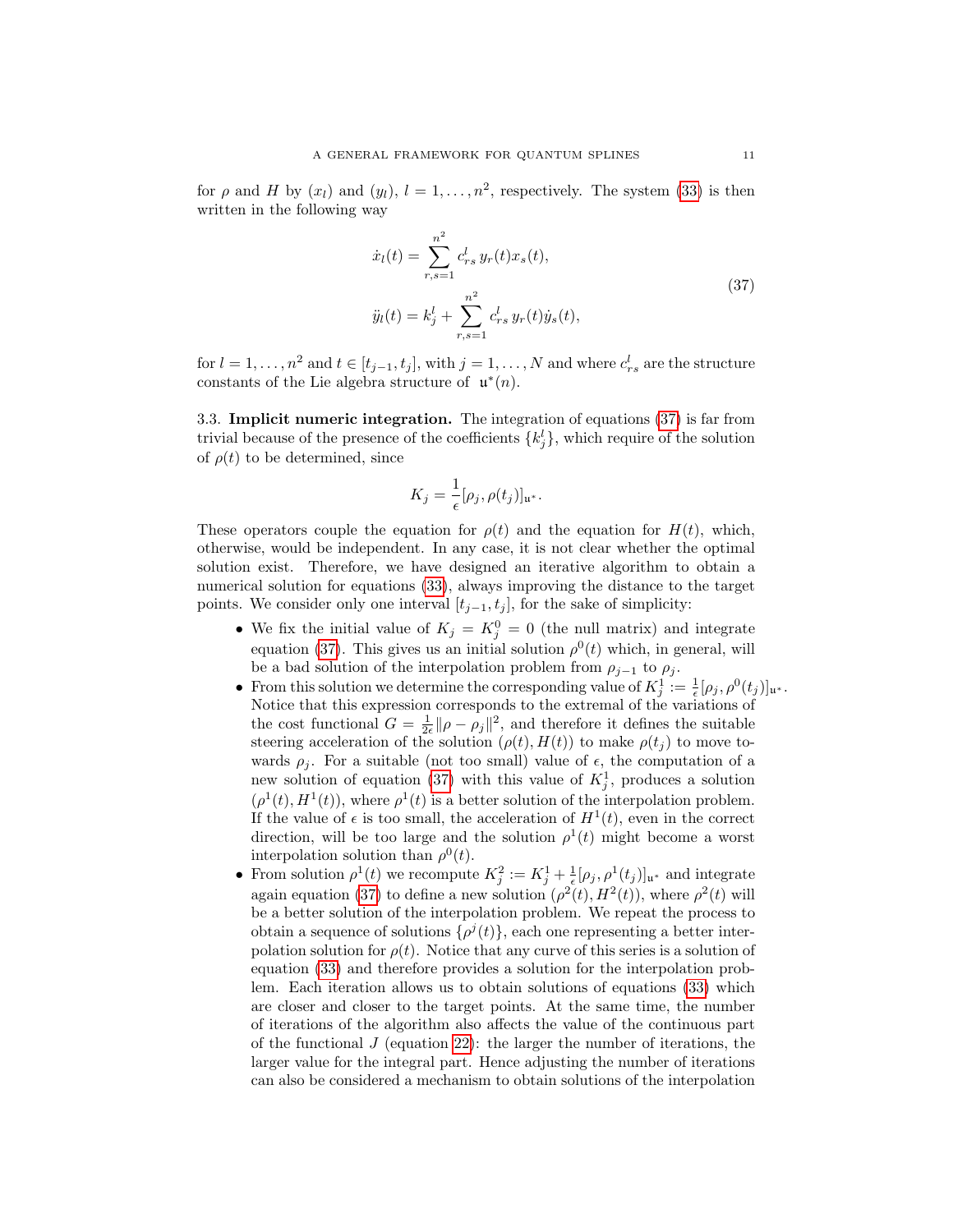for $\rho$ and $H$ by $(x_l)$ and $(y_l)$, $l = 1, \ldots, n^2$, respectively. The system (33) is then written in the following way

$$
\begin{aligned}
\dot{x}_l(t) &= \sum_{r,s=1}^{n^2} c^l_{rs}\, y_r(t) x_s(t), \\
\ddot{y}_l(t) &= k^l_j + \sum_{r,s=1}^{n^2} c^l_{rs}\, y_r(t) \dot{y}_s(t),
\end{aligned}
\tag{37}
$$

for $l = 1, \ldots, n^2$ and $t \in [t_{j-1}, t_j]$, with $j = 1, \ldots, N$ and where $c^l_{rs}$ are the structure constants of the Lie algebra structure of $\mathfrak{u}^*(n)$.

**3.3. Implicit numeric integration.** The integration of equations (37) is far from trivial because of the presence of the coefficients $\{k^l_j\}$, which require of the solution of $\rho(t)$ to be determined, since

$$
K_j = \frac{1}{\epsilon}[\rho_j, \rho(t_j)]_{\mathfrak{u}^*}.
$$

These operators couple the equation for $\rho(t)$ and the equation for $H(t)$, which, otherwise, would be independent. In any case, it is not clear whether the optimal solution exist. Therefore, we have designed an iterative algorithm to obtain a numerical solution for equations (33), always improving the distance to the target points. We consider only one interval $[t_{j-1}, t_j]$, for the sake of simplicity:

- We fix the initial value of $K_j = K^0_j = 0$ (the null matrix) and integrate equation (37). This gives us an initial solution $\rho^0(t)$ which, in general, will be a bad solution of the interpolation problem from $\rho_{j-1}$ to $\rho_j$.
- From this solution we determine the corresponding value of $K^1_j := \frac{1}{\epsilon}[\rho_j, \rho^0(t_j)]_{\mathfrak{u}^*}$. Notice that this expression corresponds to the extremal of the variations of the cost functional $G = \frac{1}{2\epsilon}\|\rho - \rho_j\|^2$, and therefore it defines the suitable steering acceleration of the solution $(\rho(t), H(t))$ to make $\rho(t_j)$ to move towards $\rho_j$. For a suitable (not too small) value of $\epsilon$, the computation of a new solution of equation (37) with this value of $K^1_j$, produces a solution $(\rho^1(t), H^1(t))$, where $\rho^1(t)$ is a better solution of the interpolation problem. If the value of $\epsilon$ is too small, the acceleration of $H^1(t)$, even in the correct direction, will be too large and the solution $\rho^1(t)$ might become a worst interpolation solution than $\rho^0(t)$.
- From solution $\rho^1(t)$ we recompute $K^2_j := K^1_j + \frac{1}{\epsilon}[\rho_j, \rho^1(t_j)]_{\mathfrak{u}^*}$ and integrate again equation (37) to define a new solution $(\rho^2(t), H^2(t))$, where $\rho^2(t)$ will be a better solution of the interpolation problem. We repeat the process to obtain a sequence of solutions $\{\rho^j(t)\}$, each one representing a better interpolation solution for $\rho(t)$. Notice that any curve of this series is a solution of equation (33) and therefore provides a solution for the interpolation problem. Each iteration allows us to obtain solutions of equations (33) which are closer and closer to the target points. At the same time, the number of iterations of the algorithm also affects the value of the continuous part of the functional $J$ (equation 22): the larger the number of iterations, the larger value for the integral part. Hence adjusting the number of iterations can also be considered a mechanism to obtain solutions of the interpolation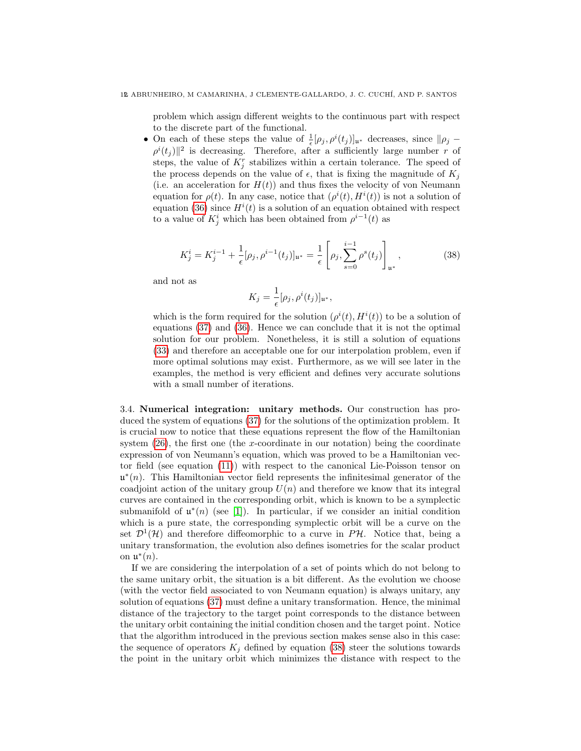problem which assign different weights to the continuous part with respect to the discrete part of the functional.

- On each of these steps the value of $\frac{1}{\epsilon}[\rho_j, \rho^i(t_j)]_{\mathfrak{u}^*}$ decreases, since $\|\rho_j - \rho^i(t_j)\|^2$ is decreasing. Therefore, after a sufficiently large number $r$ of steps, the value of $K_j^r$ stabilizes within a certain tolerance. The speed of the process depends on the value of $\epsilon$, that is fixing the magnitude of $K_j$ (i.e. an acceleration for $H(t)$) and thus fixes the velocity of von Neumann equation for $\rho(t)$. In any case, notice that $(\rho^i(t), H^i(t))$ is not a solution of equation (36) since $H^i(t)$ is a solution of an equation obtained with respect to a value of $K_j^i$ which has been obtained from $\rho^{i-1}(t)$ as

$$K_j^i = K_j^{i-1} + \frac{1}{\epsilon}[\rho_j, \rho^{i-1}(t_j)]_{\mathfrak{u}^*} = \frac{1}{\epsilon}\left[\rho_j, \sum_{s=0}^{i-1} \rho^s(t_j)\right]_{\mathfrak{u}^*}, \tag{38}$$

and not as

$$K_j = \frac{1}{\epsilon}[\rho_j, \rho^i(t_j)]_{\mathfrak{u}^*},$$

which is the form required for the solution $(\rho^i(t), H^i(t))$ to be a solution of equations (37) and (36). Hence we can conclude that it is not the optimal solution for our problem. Nonetheless, it is still a solution of equations (33) and therefore an acceptable one for our interpolation problem, even if more optimal solutions may exist. Furthermore, as we will see later in the examples, the method is very efficient and defines very accurate solutions with a small number of iterations.

### 3.4. Numerical integration: unitary methods.

Our construction has produced the system of equations (37) for the solutions of the optimization problem. It is crucial now to notice that these equations represent the flow of the Hamiltonian system (26), the first one (the $x$-coordinate in our notation) being the coordinate expression of von Neumann's equation, which was proved to be a Hamiltonian vector field (see equation (11)) with respect to the canonical Lie-Poisson tensor on $\mathfrak{u}^*(n)$. This Hamiltonian vector field represents the infinitesimal generator of the coadjoint action of the unitary group $U(n)$ and therefore we know that its integral curves are contained in the corresponding orbit, which is known to be a symplectic submanifold of $\mathfrak{u}^*(n)$ (see [1]). In particular, if we consider an initial condition which is a pure state, the corresponding symplectic orbit will be a curve on the set $\mathcal{D}^1(\mathcal{H})$ and therefore diffeomorphic to a curve in $P\mathcal{H}$. Notice that, being a unitary transformation, the evolution also defines isometries for the scalar product on $\mathfrak{u}^*(n)$.

If we are considering the interpolation of a set of points which do not belong to the same unitary orbit, the situation is a bit different. As the evolution we choose (with the vector field associated to von Neumann equation) is always unitary, any solution of equations (37) must define a unitary transformation. Hence, the minimal distance of the trajectory to the target point corresponds to the distance between the unitary orbit containing the initial condition chosen and the target point. Notice that the algorithm introduced in the previous section makes sense also in this case: the sequence of operators $K_j$ defined by equation (38) steer the solutions towards the point in the unitary orbit which minimizes the distance with respect to the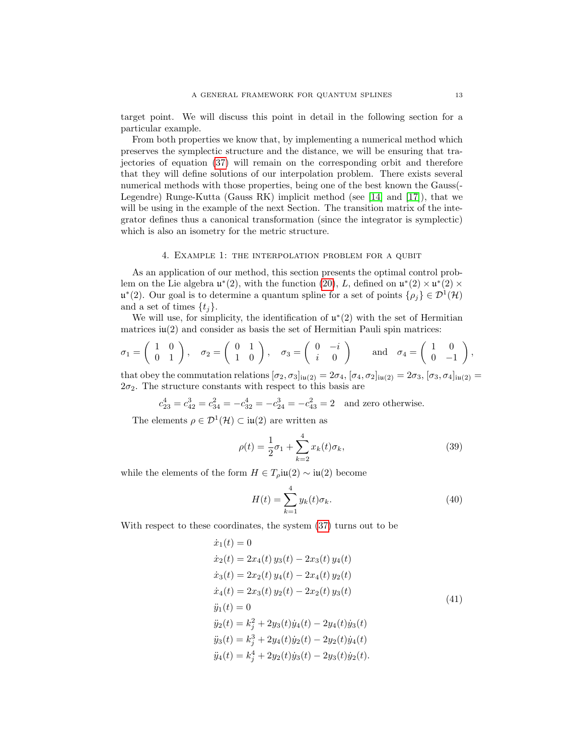target point. We will discuss this point in detail in the following section for a particular example.

From both properties we know that, by implementing a numerical method which preserves the symplectic structure and the distance, we will be ensuring that trajectories of equation (37) will remain on the corresponding orbit and therefore that they will define solutions of our interpolation problem. There exists several numerical methods with those properties, being one of the best known the Gauss(-Legendre) Runge-Kutta (Gauss RK) implicit method (see [14] and [17]), that we will be using in the example of the next Section. The transition matrix of the integrator defines thus a canonical transformation (since the integrator is symplectic) which is also an isometry for the metric structure.

## 4. Example 1: the interpolation problem for a qubit

As an application of our method, this section presents the optimal control problem on the Lie algebra $\mathfrak{u}^*(2)$, with the function (20), $L$, defined on $\mathfrak{u}^*(2) \times \mathfrak{u}^*(2) \times \mathfrak{u}^*(2)$. Our goal is to determine a quantum spline for a set of points $\{\rho_j\} \in \mathcal{D}^1(\mathcal{H})$ and a set of times $\{t_j\}$.

We will use, for simplicity, the identification of $\mathfrak{u}^*(2)$ with the set of Hermitian matrices $i\mathfrak{u}(2)$ and consider as basis the set of Hermitian Pauli spin matrices:

$$\sigma_1 = \begin{pmatrix} 1 & 0 \\ 0 & 1 \end{pmatrix}, \quad \sigma_2 = \begin{pmatrix} 0 & 1 \\ 1 & 0 \end{pmatrix}, \quad \sigma_3 = \begin{pmatrix} 0 & -i \\ i & 0 \end{pmatrix} \quad \text{and} \quad \sigma_4 = \begin{pmatrix} 1 & 0 \\ 0 & -1 \end{pmatrix},$$

that obey the commutation relations $[\sigma_2, \sigma_3]_{i\mathfrak{u}(2)} = 2\sigma_4$, $[\sigma_4, \sigma_2]_{i\mathfrak{u}(2)} = 2\sigma_3$, $[\sigma_3, \sigma_4]_{i\mathfrak{u}(2)} = 2\sigma_2$. The structure constants with respect to this basis are

$$c_{23}^4 = c_{42}^3 = c_{34}^2 = -c_{32}^4 = -c_{24}^3 = -c_{43}^2 = 2 \quad \text{and zero otherwise.}$$

The elements $\rho \in \mathcal{D}^1(\mathcal{H}) \subset i\mathfrak{u}(2)$ are written as

$$\rho(t) = \frac{1}{2}\sigma_1 + \sum_{k=2}^{4} x_k(t)\sigma_k, \tag{39}$$

while the elements of the form $H \in T_\rho i\mathfrak{u}(2) \sim i\mathfrak{u}(2)$ become

$$H(t) = \sum_{k=1}^{4} y_k(t)\sigma_k. \tag{40}$$

With respect to these coordinates, the system (37) turns out to be

$$\begin{aligned}
\dot{x}_1(t) &= 0 \\
\dot{x}_2(t) &= 2x_4(t)\, y_3(t) - 2x_3(t)\, y_4(t) \\
\dot{x}_3(t) &= 2x_2(t)\, y_4(t) - 2x_4(t)\, y_2(t) \\
\dot{x}_4(t) &= 2x_3(t)\, y_2(t) - 2x_2(t)\, y_3(t) \\
\ddot{y}_1(t) &= 0 \\
\ddot{y}_2(t) &= k_j^2 + 2y_3(t)\dot{y}_4(t) - 2y_4(t)\dot{y}_3(t) \\
\ddot{y}_3(t) &= k_j^3 + 2y_4(t)\dot{y}_2(t) - 2y_2(t)\dot{y}_4(t) \\
\ddot{y}_4(t) &= k_j^4 + 2y_2(t)\dot{y}_3(t) - 2y_3(t)\dot{y}_2(t).
\end{aligned} \tag{41}$$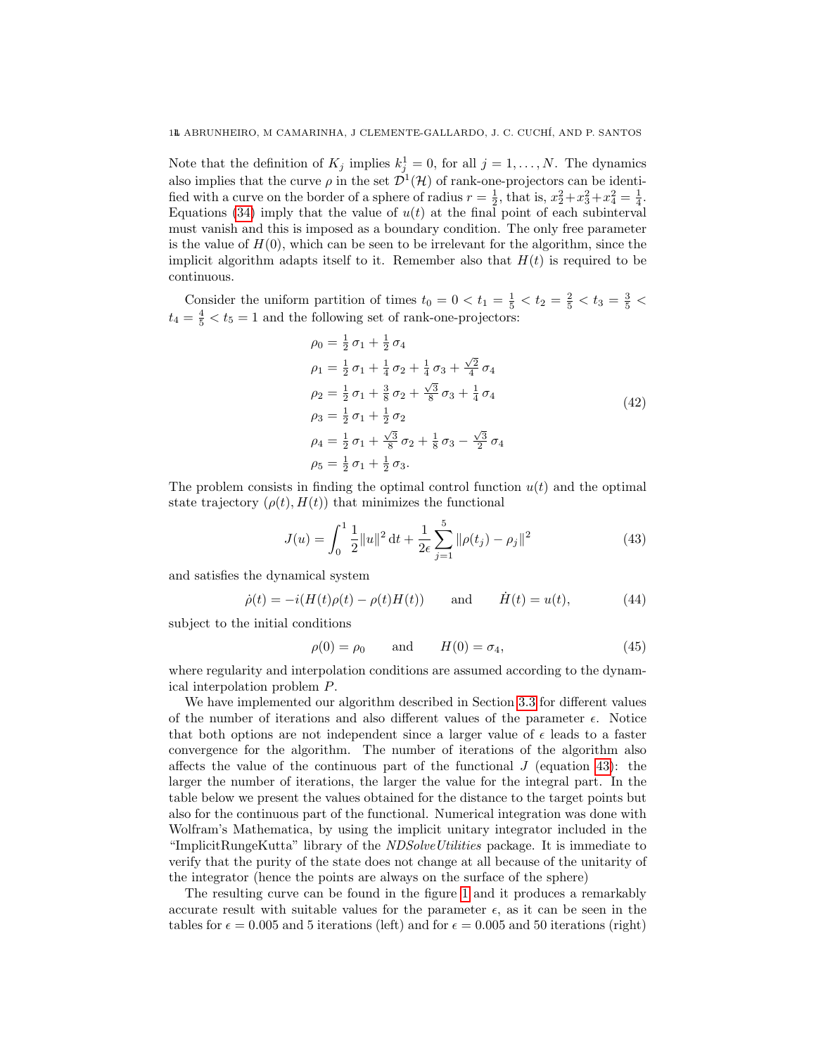Note that the definition of $K_j$ implies $k_j^1 = 0$, for all $j = 1, \ldots, N$. The dynamics also implies that the curve $\rho$ in the set $\mathcal{D}^1(\mathcal{H})$ of rank-one-projectors can be identified with a curve on the border of a sphere of radius $r = \frac{1}{2}$, that is, $x_2^2+x_3^2+x_4^2 = \frac{1}{4}$. Equations (34) imply that the value of $u(t)$ at the final point of each subinterval must vanish and this is imposed as a boundary condition. The only free parameter is the value of $H(0)$, which can be seen to be irrelevant for the algorithm, since the implicit algorithm adapts itself to it. Remember also that $H(t)$ is required to be continuous.

Consider the uniform partition of times $t_0 = 0 < t_1 = \frac{1}{5} < t_2 = \frac{2}{5} < t_3 = \frac{3}{5} < t_4 = \frac{4}{5} < t_5 = 1$ and the following set of rank-one-projectors:

$$
\begin{aligned}
\rho_0 &= \tfrac{1}{2}\,\sigma_1 + \tfrac{1}{2}\,\sigma_4 \\
\rho_1 &= \tfrac{1}{2}\,\sigma_1 + \tfrac{1}{4}\,\sigma_2 + \tfrac{1}{4}\,\sigma_3 + \tfrac{\sqrt{2}}{4}\,\sigma_4 \\
\rho_2 &= \tfrac{1}{2}\,\sigma_1 + \tfrac{3}{8}\,\sigma_2 + \tfrac{\sqrt{3}}{8}\,\sigma_3 + \tfrac{1}{4}\,\sigma_4 \\
\rho_3 &= \tfrac{1}{2}\,\sigma_1 + \tfrac{1}{2}\,\sigma_2 \\
\rho_4 &= \tfrac{1}{2}\,\sigma_1 + \tfrac{\sqrt{3}}{8}\,\sigma_2 + \tfrac{1}{8}\,\sigma_3 - \tfrac{\sqrt{3}}{2}\,\sigma_4 \\
\rho_5 &= \tfrac{1}{2}\,\sigma_1 + \tfrac{1}{2}\,\sigma_3.
\end{aligned}
\tag{42}
$$

The problem consists in finding the optimal control function $u(t)$ and the optimal state trajectory $(\rho(t), H(t))$ that minimizes the functional

$$
J(u) = \int_0^1 \frac{1}{2}\|u\|^2\,\mathrm{d}t + \frac{1}{2\epsilon}\sum_{j=1}^{5}\|\rho(t_j) - \rho_j\|^2 \tag{43}
$$

and satisfies the dynamical system

$$
\dot{\rho}(t) = -i(H(t)\rho(t) - \rho(t)H(t)) \qquad \text{and} \qquad \dot{H}(t) = u(t), \tag{44}
$$

subject to the initial conditions

$$
\rho(0) = \rho_0 \qquad \text{and} \qquad H(0) = \sigma_4, \tag{45}
$$

where regularity and interpolation conditions are assumed according to the dynamical interpolation problem $P$.

We have implemented our algorithm described in Section 3.3 for different values of the number of iterations and also different values of the parameter $\epsilon$. Notice that both options are not independent since a larger value of $\epsilon$ leads to a faster convergence for the algorithm. The number of iterations of the algorithm also affects the value of the continuous part of the functional $J$ (equation 43): the larger the number of iterations, the larger the value for the integral part. In the table below we present the values obtained for the distance to the target points but also for the continuous part of the functional. Numerical integration was done with Wolfram's Mathematica, by using the implicit unitary integrator included in the "ImplicitRungeKutta" library of the *NDSolveUtilities* package. It is immediate to verify that the purity of the state does not change at all because of the unitarity of the integrator (hence the points are always on the surface of the sphere)

The resulting curve can be found in the figure 1 and it produces a remarkably accurate result with suitable values for the parameter $\epsilon$, as it can be seen in the tables for $\epsilon = 0.005$ and 5 iterations (left) and for $\epsilon = 0.005$ and 50 iterations (right)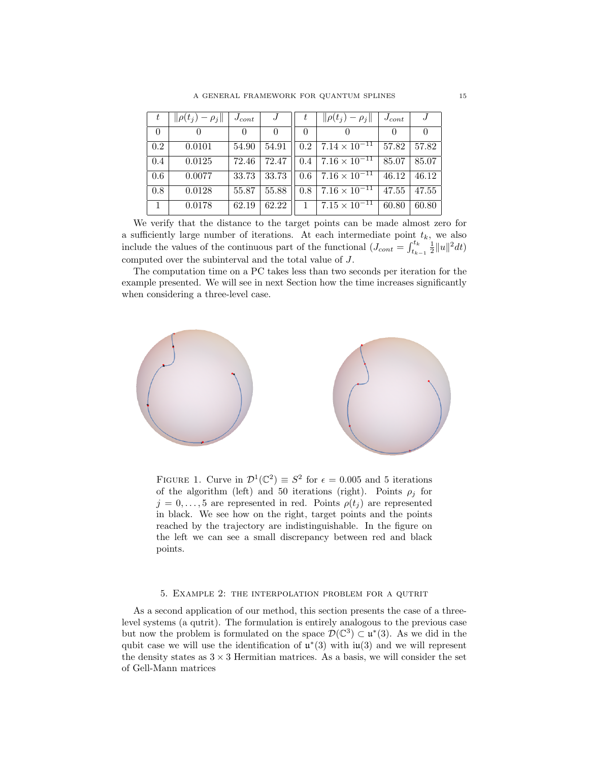| $t$ | $\|\rho(t_j) - \rho_j\|$ | $J_{cont}$ | $J$ | $t$ | $\|\rho(t_j) - \rho_j\|$ | $J_{cont}$ | $J$ |
|---|---|---|---|---|---|---|---|
| 0 | 0 | 0 | 0 | 0 | 0 | 0 | 0 |
| 0.2 | 0.0101 | 54.90 | 54.91 | 0.2 | $7.14 \times 10^{-11}$ | 57.82 | 57.82 |
| 0.4 | 0.0125 | 72.46 | 72.47 | 0.4 | $7.16 \times 10^{-11}$ | 85.07 | 85.07 |
| 0.6 | 0.0077 | 33.73 | 33.73 | 0.6 | $7.16 \times 10^{-11}$ | 46.12 | 46.12 |
| 0.8 | 0.0128 | 55.87 | 55.88 | 0.8 | $7.16 \times 10^{-11}$ | 47.55 | 47.55 |
| 1 | 0.0178 | 62.19 | 62.22 | 1 | $7.15 \times 10^{-11}$ | 60.80 | 60.80 |

We verify that the distance to the target points can be made almost zero for a sufficiently large number of iterations. At each intermediate point $t_k$, we also include the values of the continuous part of the functional ($J_{cont} = \int_{t_{k-1}}^{t_k} \frac{1}{2}\|u\|^2 dt$) computed over the subinterval and the total value of $J$.

The computation time on a PC takes less than two seconds per iteration for the example presented. We will see in next Section how the time increases significantly when considering a three-level case.

Figure 1. Curve in $\mathcal{D}^1(\mathbb{C}^2) \equiv S^2$ for $\epsilon = 0.005$ and 5 iterations of the algorithm (left) and 50 iterations (right). Points $\rho_j$ for $j = 0, \ldots, 5$ are represented in red. Points $\rho(t_j)$ are represented in black. We see how on the right, target points and the points reached by the trajectory are indistinguishable. In the figure on the left we can see a small discrepancy between red and black points.

## 5. Example 2: the interpolation problem for a qutrit

As a second application of our method, this section presents the case of a three-level systems (a qutrit). The formulation is entirely analogous to the previous case but now the problem is formulated on the space $\mathcal{D}(\mathbb{C}^3) \subset \mathfrak{u}^*(3)$. As we did in the qubit case we will use the identification of $\mathfrak{u}^*(3)$ with $\mathrm{i}\mathfrak{u}(3)$ and we will represent the density states as $3 \times 3$ Hermitian matrices. As a basis, we will consider the set of Gell-Mann matrices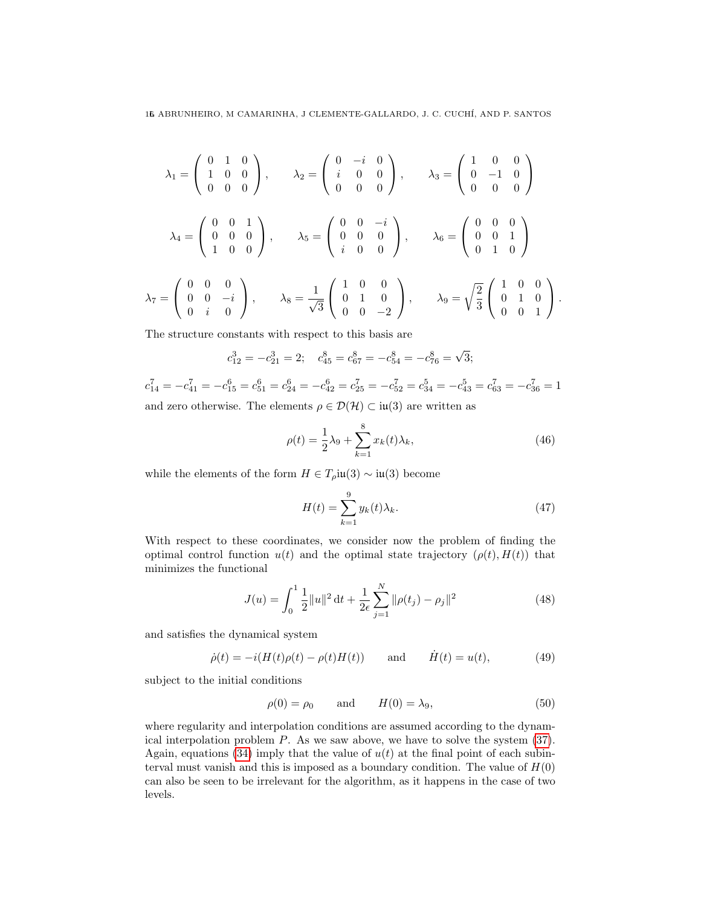$$\lambda_1 = \begin{pmatrix} 0 & 1 & 0 \\ 1 & 0 & 0 \\ 0 & 0 & 0 \end{pmatrix}, \qquad \lambda_2 = \begin{pmatrix} 0 & -i & 0 \\ i & 0 & 0 \\ 0 & 0 & 0 \end{pmatrix}, \qquad \lambda_3 = \begin{pmatrix} 1 & 0 & 0 \\ 0 & -1 & 0 \\ 0 & 0 & 0 \end{pmatrix}$$

$$\lambda_4 = \begin{pmatrix} 0 & 0 & 1 \\ 0 & 0 & 0 \\ 1 & 0 & 0 \end{pmatrix}, \qquad \lambda_5 = \begin{pmatrix} 0 & 0 & -i \\ 0 & 0 & 0 \\ i & 0 & 0 \end{pmatrix}, \qquad \lambda_6 = \begin{pmatrix} 0 & 0 & 0 \\ 0 & 0 & 1 \\ 0 & 1 & 0 \end{pmatrix}$$

$$\lambda_7 = \begin{pmatrix} 0 & 0 & 0 \\ 0 & 0 & -i \\ 0 & i & 0 \end{pmatrix}, \qquad \lambda_8 = \frac{1}{\sqrt{3}} \begin{pmatrix} 1 & 0 & 0 \\ 0 & 1 & 0 \\ 0 & 0 & -2 \end{pmatrix}, \qquad \lambda_9 = \sqrt{\frac{2}{3}} \begin{pmatrix} 1 & 0 & 0 \\ 0 & 1 & 0 \\ 0 & 0 & 1 \end{pmatrix}.$$

The structure constants with respect to this basis are

$$c_{12}^3 = -c_{21}^3 = 2; \quad c_{45}^8 = c_{67}^8 = -c_{54}^8 = -c_{76}^8 = \sqrt{3};$$

$$c_{14}^7 = -c_{41}^7 = -c_{15}^6 = c_{51}^6 = c_{24}^6 = -c_{42}^6 = c_{25}^7 = -c_{52}^7 = c_{34}^5 = -c_{43}^5 = c_{63}^7 = -c_{36}^7 = 1$$

and zero otherwise. The elements $\rho \in \mathcal{D}(\mathcal{H}) \subset \mathrm{i}\mathfrak{u}(3)$ are written as

$$\rho(t) = \frac{1}{2}\lambda_9 + \sum_{k=1}^{8} x_k(t)\lambda_k, \tag{46}$$

while the elements of the form $H \in T_\rho \mathrm{i}\mathfrak{u}(3) \sim \mathrm{i}\mathfrak{u}(3)$ become

$$H(t) = \sum_{k=1}^{9} y_k(t)\lambda_k. \tag{47}$$

With respect to these coordinates, we consider now the problem of finding the optimal control function $u(t)$ and the optimal state trajectory $(\rho(t), H(t))$ that minimizes the functional

$$J(u) = \int_0^1 \frac{1}{2}\|u\|^2 \,\mathrm{d}t + \frac{1}{2\epsilon}\sum_{j=1}^{N} \|\rho(t_j) - \rho_j\|^2 \tag{48}$$

and satisfies the dynamical system

$$\dot{\rho}(t) = -i(H(t)\rho(t) - \rho(t)H(t)) \qquad \text{and} \qquad \dot{H}(t) = u(t), \tag{49}$$

subject to the initial conditions

$$\rho(0) = \rho_0 \qquad \text{and} \qquad H(0) = \lambda_9, \tag{50}$$

where regularity and interpolation conditions are assumed according to the dynamical interpolation problem $P$. As we saw above, we have to solve the system (37). Again, equations (34) imply that the value of $u(t)$ at the final point of each subinterval must vanish and this is imposed as a boundary condition. The value of $H(0)$ can also be seen to be irrelevant for the algorithm, as it happens in the case of two levels.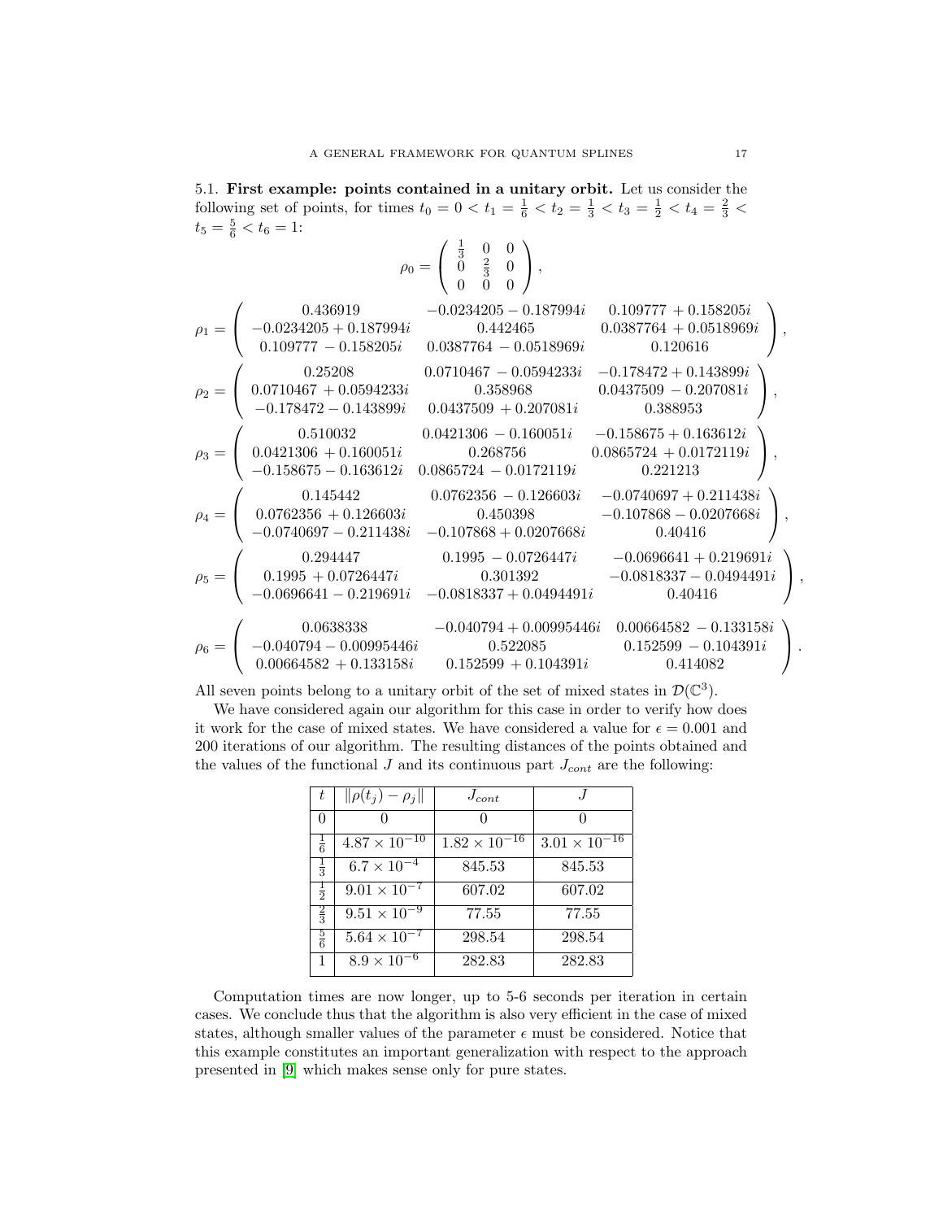### 5.1. First example: points contained in a unitary orbit.

**5.1. First example: points contained in a unitary orbit.** Let us consider the following set of points, for times $t_0 = 0 < t_1 = \frac{1}{6} < t_2 = \frac{1}{3} < t_3 = \frac{1}{2} < t_4 = \frac{2}{3} < t_5 = \frac{5}{6} < t_6 = 1$:

$$\rho_0 = \begin{pmatrix} \frac{1}{3} & 0 & 0 \\ 0 & \frac{2}{3} & 0 \\ 0 & 0 & 0 \end{pmatrix},$$

$$\rho_1 = \begin{pmatrix} 0.436919 & -0.0234205 - 0.187994i & 0.109777 + 0.158205i \\ -0.0234205 + 0.187994i & 0.442465 & 0.0387764 + 0.0518969i \\ 0.109777 - 0.158205i & 0.0387764 - 0.0518969i & 0.120616 \end{pmatrix},$$

$$\rho_2 = \begin{pmatrix} 0.25208 & 0.0710467 - 0.0594233i & -0.178472 + 0.143899i \\ 0.0710467 + 0.0594233i & 0.358968 & 0.0437509 - 0.207081i \\ -0.178472 - 0.143899i & 0.0437509 + 0.207081i & 0.388953 \end{pmatrix},$$

$$\rho_3 = \begin{pmatrix} 0.510032 & 0.0421306 - 0.160051i & -0.158675 + 0.163612i \\ 0.0421306 + 0.160051i & 0.268756 & 0.0865724 + 0.0172119i \\ -0.158675 - 0.163612i & 0.0865724 - 0.0172119i & 0.221213 \end{pmatrix},$$

$$\rho_4 = \begin{pmatrix} 0.145442 & 0.0762356 - 0.126603i & -0.0740697 + 0.211438i \\ 0.0762356 + 0.126603i & 0.450398 & -0.107868 - 0.0207668i \\ -0.0740697 - 0.211438i & -0.107868 + 0.0207668i & 0.40416 \end{pmatrix},$$

$$\rho_5 = \begin{pmatrix} 0.294447 & 0.1995 - 0.0726447i & -0.0696641 + 0.219691i \\ 0.1995 + 0.0726447i & 0.301392 & -0.0818337 - 0.0494491i \\ -0.0696641 - 0.219691i & -0.0818337 + 0.0494491i & 0.40416 \end{pmatrix},$$

$$\rho_6 = \begin{pmatrix} 0.0638338 & -0.040794 + 0.00995446i & 0.00664582 - 0.133158i \\ -0.040794 - 0.00995446i & 0.522085 & 0.152599 - 0.104391i \\ 0.00664582 + 0.133158i & 0.152599 + 0.104391i & 0.414082 \end{pmatrix}.$$

All seven points belong to a unitary orbit of the set of mixed states in $\mathcal{D}(\mathbb{C}^3)$.

We have considered again our algorithm for this case in order to verify how does it work for the case of mixed states. We have considered a value for $\epsilon = 0.001$ and 200 iterations of our algorithm. The resulting distances of the points obtained and the values of the functional $J$ and its continuous part $J_{cont}$ are the following:

| $t$ | $\\|\rho(t_j) - \rho_j\\|$ | $J_{cont}$ | $J$ |
|---|---|---|---|
| 0 | 0 | 0 | 0 |
| $\frac{1}{6}$ | $4.87 \times 10^{-10}$ | $1.82 \times 10^{-16}$ | $3.01 \times 10^{-16}$ |
| $\frac{1}{3}$ | $6.7 \times 10^{-4}$ | 845.53 | 845.53 |
| $\frac{1}{2}$ | $9.01 \times 10^{-7}$ | 607.02 | 607.02 |
| $\frac{2}{3}$ | $9.51 \times 10^{-9}$ | 77.55 | 77.55 |
| $\frac{5}{6}$ | $5.64 \times 10^{-7}$ | 298.54 | 298.54 |
| 1 | $8.9 \times 10^{-6}$ | 282.83 | 282.83 |

Computation times are now longer, up to 5-6 seconds per iteration in certain cases. We conclude thus that the algorithm is also very efficient in the case of mixed states, although smaller values of the parameter $\epsilon$ must be considered. Notice that this example constitutes an important generalization with respect to the approach presented in [9] which makes sense only for pure states.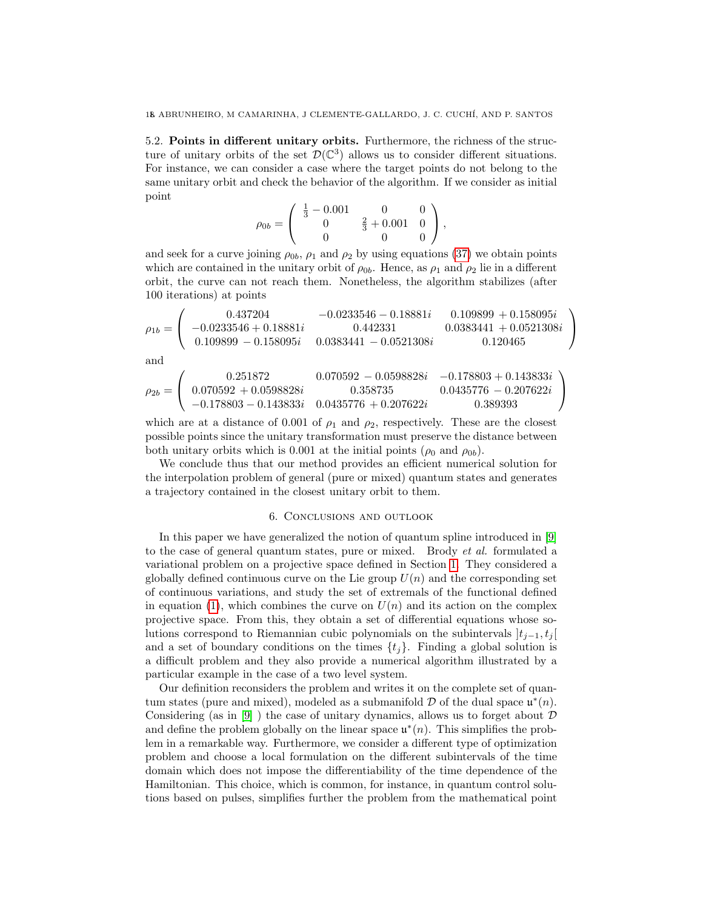5.2. **Points in different unitary orbits.** Furthermore, the richness of the structure of unitary orbits of the set $\mathcal{D}(\mathbb{C}^3)$ allows us to consider different situations. For instance, we can consider a case where the target points do not belong to the same unitary orbit and check the behavior of the algorithm. If we consider as initial point

$$\rho_{0b} = \begin{pmatrix} \frac{1}{3} - 0.001 & 0 & 0 \\ 0 & \frac{2}{3} + 0.001 & 0 \\ 0 & 0 & 0 \end{pmatrix},$$

and seek for a curve joining $\rho_{0b}$, $\rho_1$ and $\rho_2$ by using equations (37) we obtain points which are contained in the unitary orbit of $\rho_{0b}$. Hence, as $\rho_1$ and $\rho_2$ lie in a different orbit, the curve can not reach them. Nonetheless, the algorithm stabilizes (after 100 iterations) at points

$$\rho_{1b} = \begin{pmatrix} 0.437204 & -0.0233546 - 0.18881i & 0.109899 + 0.158095i \\ -0.0233546 + 0.18881i & 0.442331 & 0.0383441 + 0.0521308i \\ 0.109899 - 0.158095i & 0.0383441 - 0.0521308i & 0.120465 \end{pmatrix}$$

and

$$\rho_{2b} = \begin{pmatrix} 0.251872 & 0.070592 - 0.0598828i & -0.178803 + 0.143833i \\ 0.070592 + 0.0598828i & 0.358735 & 0.0435776 - 0.207622i \\ -0.178803 - 0.143833i & 0.0435776 + 0.207622i & 0.389393 \end{pmatrix}$$

which are at a distance of 0.001 of $\rho_1$ and $\rho_2$, respectively. These are the closest possible points since the unitary transformation must preserve the distance between both unitary orbits which is 0.001 at the initial points ($\rho_0$ and $\rho_{0b}$).

We conclude thus that our method provides an efficient numerical solution for the interpolation problem of general (pure or mixed) quantum states and generates a trajectory contained in the closest unitary orbit to them.

## 6. Conclusions and outlook

In this paper we have generalized the notion of quantum spline introduced in [9] to the case of general quantum states, pure or mixed. Brody *et al.* formulated a variational problem on a projective space defined in Section 1. They considered a globally defined continuous curve on the Lie group $U(n)$ and the corresponding set of continuous variations, and study the set of extremals of the functional defined in equation (1), which combines the curve on $U(n)$ and its action on the complex projective space. From this, they obtain a set of differential equations whose solutions correspond to Riemannian cubic polynomials on the subintervals $]t_{j-1}, t_j[$ and a set of boundary conditions on the times $\{t_j\}$. Finding a global solution is a difficult problem and they also provide a numerical algorithm illustrated by a particular example in the case of a two level system.

Our definition reconsiders the problem and writes it on the complete set of quantum states (pure and mixed), modeled as a submanifold $\mathcal{D}$ of the dual space $\mathfrak{u}^*(n)$. Considering (as in [9] ) the case of unitary dynamics, allows us to forget about $\mathcal{D}$ and define the problem globally on the linear space $\mathfrak{u}^*(n)$. This simplifies the problem in a remarkable way. Furthermore, we consider a different type of optimization problem and choose a local formulation on the different subintervals of the time domain which does not impose the differentiability of the time dependence of the Hamiltonian. This choice, which is common, for instance, in quantum control solutions based on pulses, simplifies further the problem from the mathematical point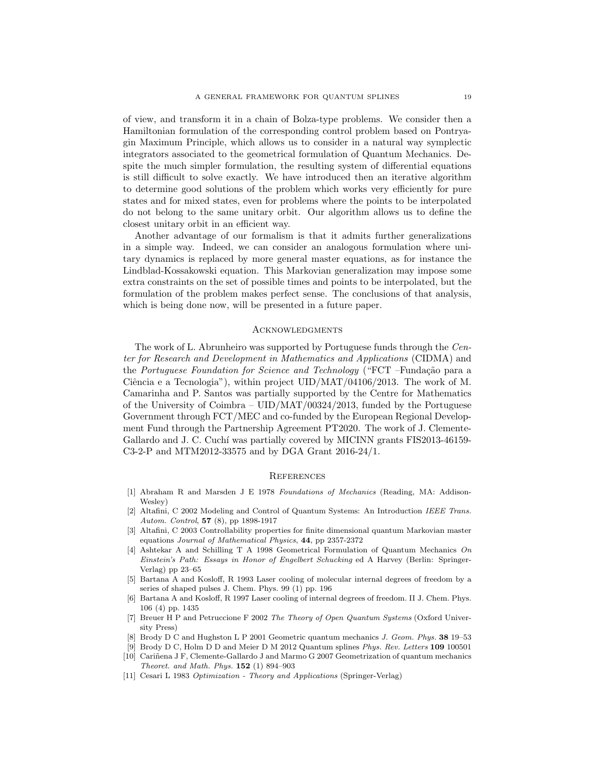of view, and transform it in a chain of Bolza-type problems. We consider then a Hamiltonian formulation of the corresponding control problem based on Pontryagin Maximum Principle, which allows us to consider in a natural way symplectic integrators associated to the geometrical formulation of Quantum Mechanics. Despite the much simpler formulation, the resulting system of differential equations is still difficult to solve exactly. We have introduced then an iterative algorithm to determine good solutions of the problem which works very efficiently for pure states and for mixed states, even for problems where the points to be interpolated do not belong to the same unitary orbit. Our algorithm allows us to define the closest unitary orbit in an efficient way.

Another advantage of our formalism is that it admits further generalizations in a simple way. Indeed, we can consider an analogous formulation where unitary dynamics is replaced by more general master equations, as for instance the Lindblad-Kossakowski equation. This Markovian generalization may impose some extra constraints on the set of possible times and points to be interpolated, but the formulation of the problem makes perfect sense. The conclusions of that analysis, which is being done now, will be presented in a future paper.

## Acknowledgments

The work of L. Abrunheiro was supported by Portuguese funds through the *Center for Research and Development in Mathematics and Applications* (CIDMA) and the *Portuguese Foundation for Science and Technology* ("FCT –Fundação para a Ciência e a Tecnologia"), within project UID/MAT/04106/2013. The work of M. Camarinha and P. Santos was partially supported by the Centre for Mathematics of the University of Coimbra – UID/MAT/00324/2013, funded by the Portuguese Government through FCT/MEC and co-funded by the European Regional Development Fund through the Partnership Agreement PT2020. The work of J. Clemente-Gallardo and J. C. Cuchí was partially covered by MICINN grants FIS2013-46159-C3-2-P and MTM2012-33575 and by DGA Grant 2016-24/1.

## References

[1] Abraham R and Marsden J E 1978 *Foundations of Mechanics* (Reading, MA: Addison-Wesley)

[2] Altafini, C 2002 Modeling and Control of Quantum Systems: An Introduction *IEEE Trans. Autom. Control*, **57** (8), pp 1898-1917

[3] Altafini, C 2003 Controllability properties for finite dimensional quantum Markovian master equations *Journal of Mathematical Physics*, **44**, pp 2357-2372

[4] Ashtekar A and Schilling T A 1998 Geometrical Formulation of Quantum Mechanics *On Einstein's Path: Essays in Honor of Engelbert Schucking* ed A Harvey (Berlin: Springer-Verlag) pp 23–65

[5] Bartana A and Kosloff, R 1993 Laser cooling of molecular internal degrees of freedom by a series of shaped pulses J. Chem. Phys. 99 (1) pp. 196

[6] Bartana A and Kosloff, R 1997 Laser cooling of internal degrees of freedom. II J. Chem. Phys. 106 (4) pp. 1435

[7] Breuer H P and Petruccione F 2002 *The Theory of Open Quantum Systems* (Oxford University Press)

[8] Brody D C and Hughston L P 2001 Geometric quantum mechanics *J. Geom. Phys.* **38** 19–53

[9] Brody D C, Holm D D and Meier D M 2012 Quantum splines *Phys. Rev. Letters* **109** 100501

[10] Cariñena J F, Clemente-Gallardo J and Marmo G 2007 Geometrization of quantum mechanics *Theoret. and Math. Phys.* **152** (1) 894–903

[11] Cesari L 1983 *Optimization - Theory and Applications* (Springer-Verlag)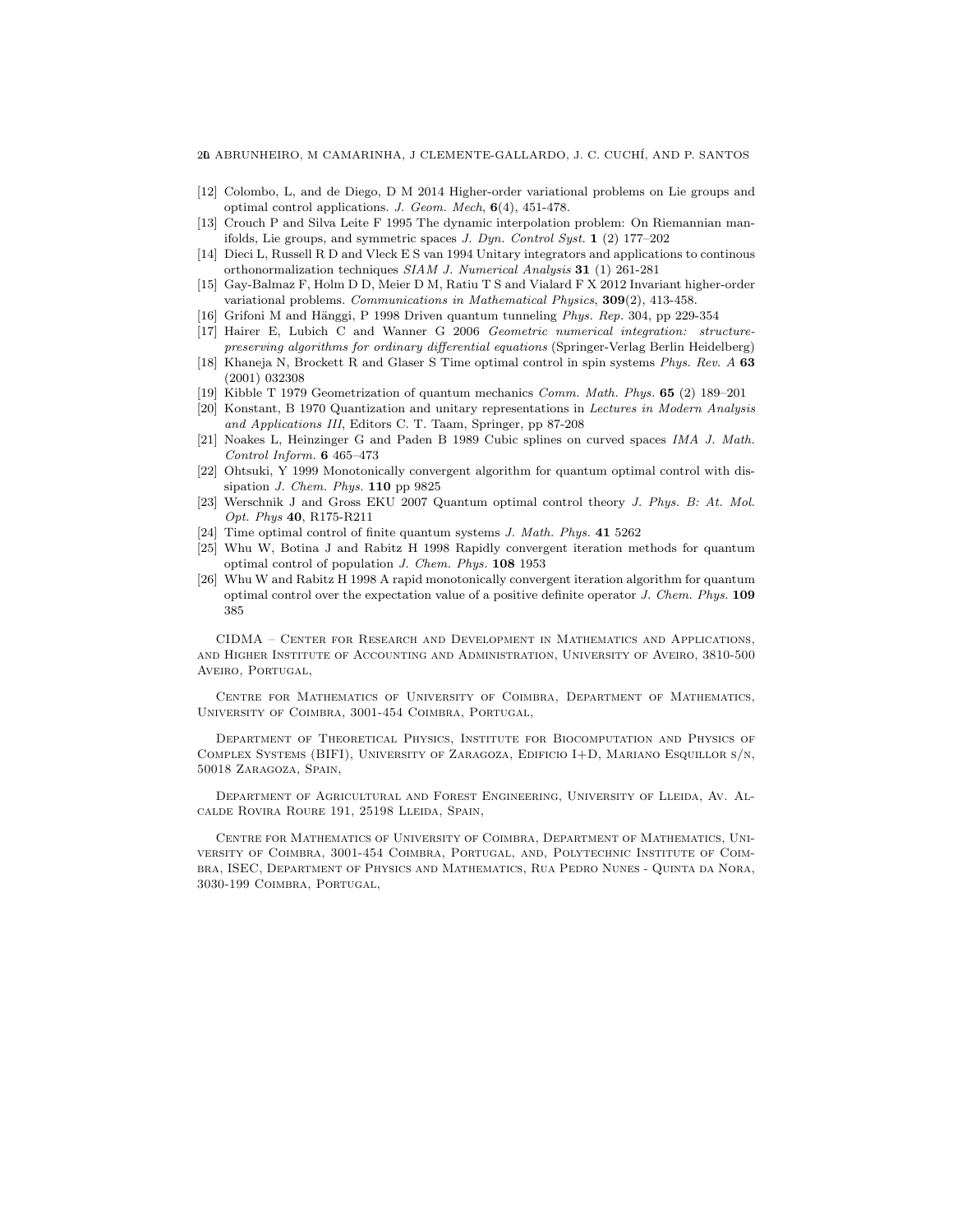[12] Colombo, L, and de Diego, D M 2014 Higher-order variational problems on Lie groups and optimal control applications. *J. Geom. Mech*, **6**(4), 451-478.

[13] Crouch P and Silva Leite F 1995 The dynamic interpolation problem: On Riemannian manifolds, Lie groups, and symmetric spaces *J. Dyn. Control Syst.* **1** (2) 177–202

[14] Dieci L, Russell R D and Vleck E S van 1994 Unitary integrators and applications to continous orthonormalization techniques *SIAM J. Numerical Analysis* **31** (1) 261-281

[15] Gay-Balmaz F, Holm D D, Meier D M, Ratiu T S and Vialard F X 2012 Invariant higher-order variational problems. *Communications in Mathematical Physics*, **309**(2), 413-458.

[16] Grifoni M and Hänggi, P 1998 Driven quantum tunneling *Phys. Rep.* 304, pp 229-354

[17] Hairer E, Lubich C and Wanner G 2006 *Geometric numerical integration: structure-preserving algorithms for ordinary differential equations* (Springer-Verlag Berlin Heidelberg)

[18] Khaneja N, Brockett R and Glaser S Time optimal control in spin systems *Phys. Rev. A* **63** (2001) 032308

[19] Kibble T 1979 Geometrization of quantum mechanics *Comm. Math. Phys.* **65** (2) 189–201

[20] Konstant, B 1970 Quantization and unitary representations in *Lectures in Modern Analysis and Applications III*, Editors C. T. Taam, Springer, pp 87-208

[21] Noakes L, Heinzinger G and Paden B 1989 Cubic splines on curved spaces *IMA J. Math. Control Inform.* **6** 465–473

[22] Ohtsuki, Y 1999 Monotonically convergent algorithm for quantum optimal control with dissipation *J. Chem. Phys.* **110** pp 9825

[23] Werschnik J and Gross EKU 2007 Quantum optimal control theory *J. Phys. B: At. Mol. Opt. Phys* **40**, R175-R211

[24] Time optimal control of finite quantum systems *J. Math. Phys.* **41** 5262

[25] Whu W, Botina J and Rabitz H 1998 Rapidly convergent iteration methods for quantum optimal control of population *J. Chem. Phys.* **108** 1953

[26] Whu W and Rabitz H 1998 A rapid monotonically convergent iteration algorithm for quantum optimal control over the expectation value of a positive definite operator *J. Chem. Phys.* **109** 385

CIDMA – Center for Research and Development in Mathematics and Applications, and Higher Institute of Accounting and Administration, University of Aveiro, 3810-500 Aveiro, Portugal,

Centre for Mathematics of University of Coimbra, Department of Mathematics, University of Coimbra, 3001-454 Coimbra, Portugal,

Department of Theoretical Physics, Institute for Biocomputation and Physics of Complex Systems (BIFI), University of Zaragoza, Edificio I+D, Mariano Esquillor s/n, 50018 Zaragoza, Spain,

Department of Agricultural and Forest Engineering, University of Lleida, Av. Alcalde Rovira Roure 191, 25198 Lleida, Spain,

Centre for Mathematics of University of Coimbra, Department of Mathematics, University of Coimbra, 3001-454 Coimbra, Portugal, and, Polytechnic Institute of Coimbra, ISEC, Department of Physics and Mathematics, Rua Pedro Nunes - Quinta da Nora, 3030-199 Coimbra, Portugal,